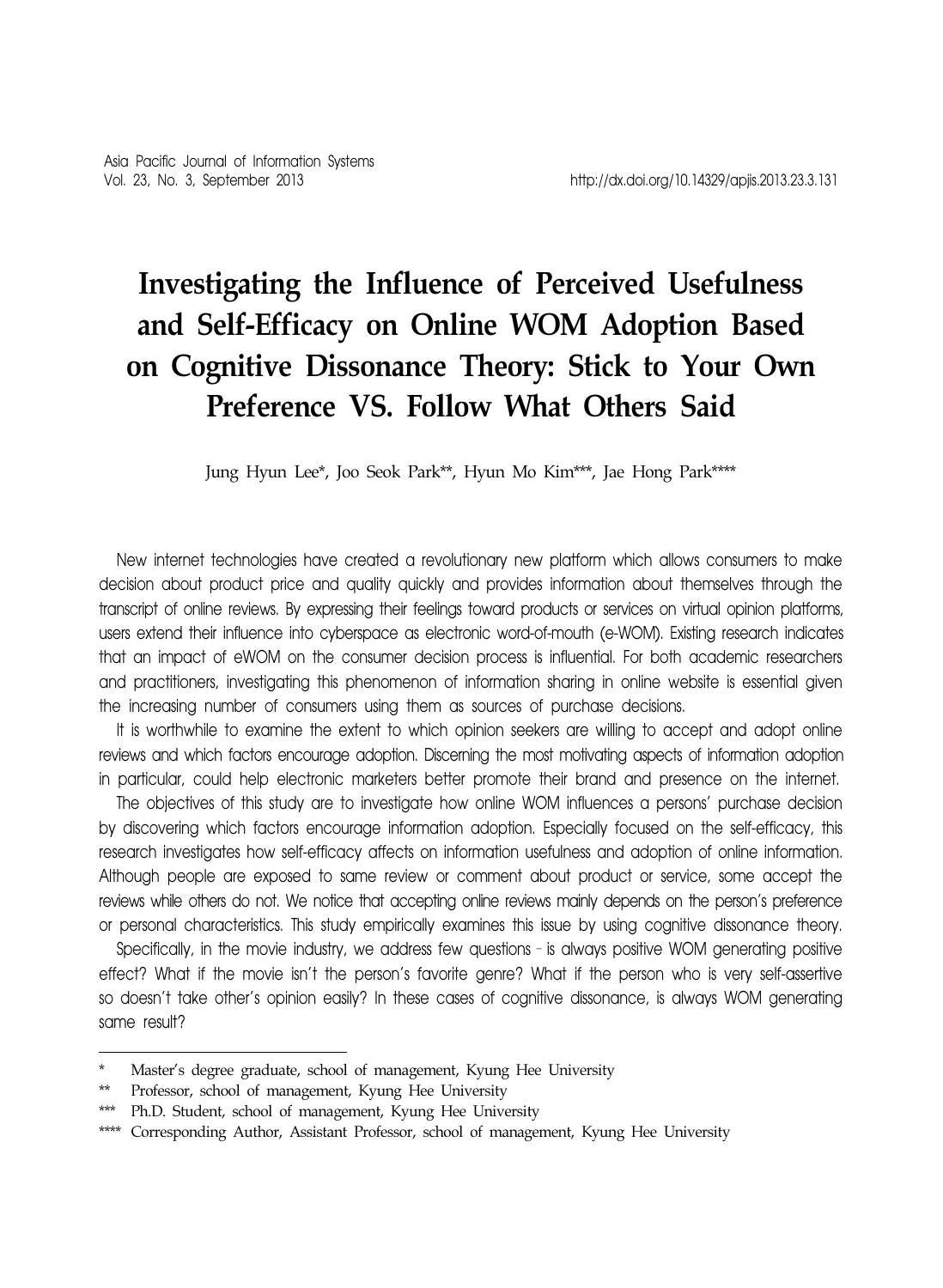# Investigating the Influence of Perceived Usefulness and Self-Efficacy on Online WOM Adoption Based on Cognitive Dissonance Theory: Stick to Your Own Preference VS. Follow What Others Said

Jung Hyun Lee*, Joo Seok Park**, Hyun Mo Kim***, Jae Hong Park****

New internet technologies have created a revolutionary new platform which allows consumers to make decision about product price and quality quickly and provides information about themselves through the transcript of online reviews. By expressing their feelings toward products or services on virtual opinion platforms, users extend their influence into cyberspace as electronic word-of-mouth (e-WOM). Existing research indicates that an impact of eWOM on the consumer decision process is influential. For both academic researchers and practitioners, investigating this phenomenon of information sharing in online website is essential given the increasing number of consumers using them as sources of purchase decisions.

It is worthwhile to examine the extent to which opinion seekers are willing to accept and adopt online reviews and which factors encourage adoption. Discerning the most motivating aspects of information adoption in particular, could help electronic marketers better promote their brand and presence on the internet.

The objectives of this study are to investigate how online WOM influences a persons' purchase decision by discovering which factors encourage information adoption. Especially focused on the self-efficacy, this research investigates how self-efficacy affects on information usefulness and adoption of online information. Although people are exposed to same review or comment about product or service, some accept the reviews while others do not. We notice that accepting online reviews mainly depends on the person's preference or personal characteristics. This study empirically examines this issue by using cognitive dissonance theory.

Specifically, in the movie industry, we address few questions – is always positive WOM generating positive effect? What if the movie isn't the person's favorite genre? What if the person who is very self-assertive so doesn't take other's opinion easily? In these cases of cognitive dissonance, is always WOM generating same result?

---

\* Master's degree graduate, school of management, Kyung Hee University

\** Professor, school of management, Kyung Hee University

\*** Ph.D. Student, school of management, Kyung Hee University

\**** Corresponding Author, Assistant Professor, school of management, Kyung Hee University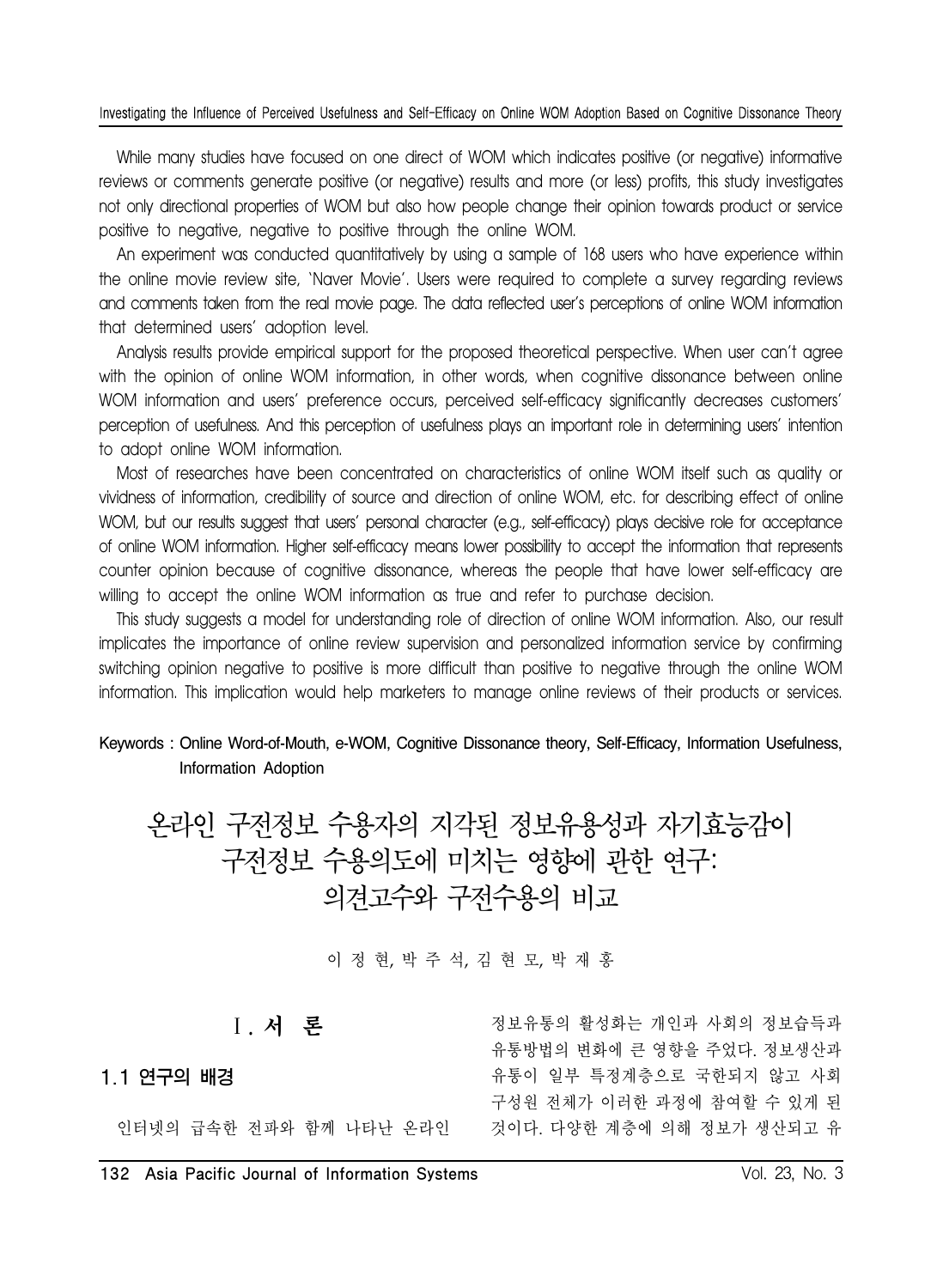While many studies have focused on one direct of WOM which indicates positive (or negative) informative reviews or comments generate positive (or negative) results and more (or less) profits, this study investigates not only directional properties of WOM but also how people change their opinion towards product or service positive to negative, negative to positive through the online WOM.

An experiment was conducted quantitatively by using a sample of 168 users who have experience within the online movie review site, 'Naver Movie'. Users were required to complete a survey regarding reviews and comments taken from the real movie page. The data reflected user's perceptions of online WOM information that determined users' adoption level.

Analysis results provide empirical support for the proposed theoretical perspective. When user can't agree with the opinion of online WOM information, in other words, when cognitive dissonance between online WOM information and users' preference occurs, perceived self-efficacy significantly decreases customers' perception of usefulness. And this perception of usefulness plays an important role in determining users' intention to adopt online WOM information.

Most of researches have been concentrated on characteristics of online WOM itself such as quality or vividness of information, credibility of source and direction of online WOM, etc. for describing effect of online WOM, but our results suggest that users' personal character (e.g., self-efficacy) plays decisive role for acceptance of online WOM information. Higher self-efficacy means lower possibility to accept the information that represents counter opinion because of cognitive dissonance, whereas the people that have lower self-efficacy are willing to accept the online WOM information as true and refer to purchase decision.

This study suggests a model for understanding role of direction of online WOM information. Also, our result implicates the importance of online review supervision and personalized information service by confirming switching opinion negative to positive is more difficult than positive to negative through the online WOM information. This implication would help marketers to manage online reviews of their products or services.

**Keywords : Online Word-of-Mouth, e-WOM, Cognitive Dissonance theory, Self-Efficacy, Information Usefulness, Information Adoption**

# 온라인 구전정보 수용자의 지각된 정보유용성과 자기효능감이 구전정보 수용의도에 미치는 영향에 관한 연구: 의견고수와 구전수용의 비교

이 정 현, 박 주 석, 김 현 모, 박 재 홍

## Ⅰ. 서 론

### 1.1 연구의 배경

인터넷의 급속한 전파와 함께 나타난 온라인 정보유통의 활성화는 개인과 사회의 정보습득과 유통방법의 변화에 큰 영향을 주었다. 정보생산과 유통이 일부 특정계층으로 국한되지 않고 사회 구성원 전체가 이러한 과정에 참여할 수 있게 된 것이다. 다양한 계층에 의해 정보가 생산되고 유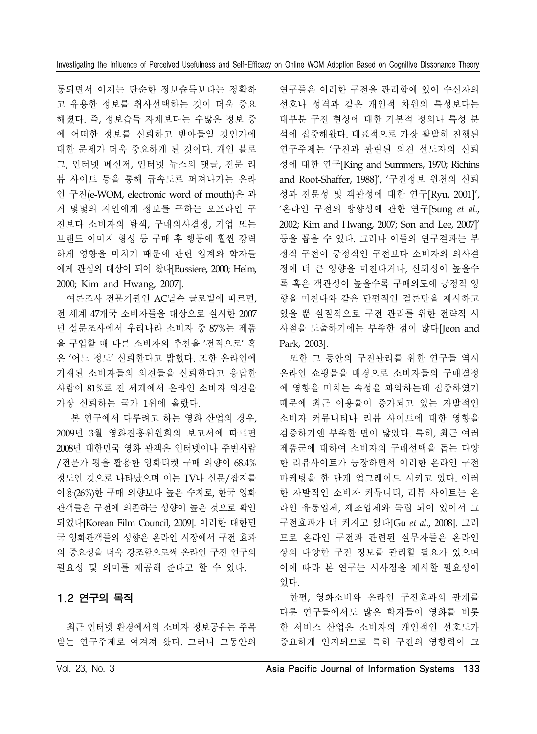통되면서 이제는 단순한 정보습득보다는 정확하고 유용한 정보를 취사선택하는 것이 더욱 중요해졌다. 즉, 정보습득 자체보다는 수많은 정보 중에 어떠한 정보를 신뢰하고 받아들일 것인가에 대한 문제가 더욱 중요하게 된 것이다. 개인 블로그, 인터넷 메신저, 인터넷 뉴스의 댓글, 전문 리뷰 사이트 등을 통해 급속도로 퍼져나가는 온라인 구전(e-WOM, electronic word of mouth)은 과거 몇몇의 지인에게 정보를 구하는 오프라인 구전보다 소비자의 탐색, 구매의사결정, 기업 또는 브랜드 이미지 형성 등 구매 후 행동에 훨씬 강력하게 영향을 미치기 때문에 관련 업계와 학자들에게 관심의 대상이 되어 왔다[Bussiere, 2000; Helm, 2000; Kim and Hwang, 2007].

여론조사 전문기관인 AC닐슨 글로벌에 따르면, 전 세계 47개국 소비자들을 대상으로 실시한 2007년 설문조사에서 우리나라 소비자 중 87%는 제품을 구입할 때 다른 소비자의 추천을 '전적으로' 혹은 '어느 정도' 신뢰한다고 밝혔다. 또한 온라인에 기재된 소비자들의 의견들을 신뢰한다고 응답한 사람이 81%로 전 세계에서 온라인 소비자 의견을 가장 신뢰하는 국가 1위에 올랐다.

본 연구에서 다루려고 하는 영화 산업의 경우, 2009년 3월 영화진흥위원회의 보고서에 따르면 2008년 대한민국 영화 관객은 인터넷이나 주변사람/전문가 평을 활용한 영화티켓 구매 의향이 68.4% 정도인 것으로 나타났으며 이는 TV나 신문/잡지를 이용(26%)한 구매 의향보다 높은 수치로, 한국 영화 관객들은 구전에 의존하는 성향이 높은 것으로 확인되었다[Korean Film Council, 2009]. 이러한 대한민국 영화관객들의 성향은 온라인 시장에서 구전 효과의 중요성을 더욱 강조함으로써 온라인 구전 연구의 필요성 및 의미를 제공해 준다고 할 수 있다.

## 1.2 연구의 목적

최근 인터넷 환경에서의 소비자 정보공유는 주목받는 연구주제로 여겨져 왔다. 그러나 그동안의 연구들은 이러한 구전을 관리함에 있어 수신자의 선호나 성격과 같은 개인적 차원의 특성보다는 대부분 구전 현상에 대한 기본적 정의나 특성 분석에 집중해왔다. 대표적으로 가장 활발히 진행된 연구주제는 '구전과 관련된 의견 선도자의 신뢰성에 대한 연구[King and Summers, 1970; Richins and Root-Shaffer, 1988]', '구전정보 원천의 신뢰성과 전문성 및 객관성에 대한 연구[Ryu, 2001]', '온라인 구전의 방향성에 관한 연구[Sung *et al*., 2002; Kim and Hwang, 2007; Son and Lee, 2007]' 등을 꼽을 수 있다. 그러나 이들의 연구결과는 부정적 구전이 긍정적인 구전보다 소비자의 의사결정에 더 큰 영향을 미친다거나, 신뢰성이 높을수록 혹은 객관성이 높을수록 구매의도에 긍정적 영향을 미친다와 같은 단편적인 결론만을 제시하고 있을 뿐 실질적으로 구전 관리를 위한 전략적 시사점을 도출하기에는 부족한 점이 많다[Jeon and Park, 2003].

또한 그 동안의 구전관리를 위한 연구들 역시 온라인 쇼핑몰을 배경으로 소비자들의 구매결정에 영향을 미치는 속성을 파악하는데 집중하였기 때문에 최근 이용률이 증가되고 있는 자발적인 소비자 커뮤니티나 리뷰 사이트에 대한 영향을 검증하기엔 부족한 면이 많았다. 특히, 최근 여러 제품군에 대하여 소비자의 구매선택을 돕는 다양한 리뷰사이트가 등장하면서 이러한 온라인 구전 마케팅을 한 단계 업그레이드 시키고 있다. 이러한 자발적인 소비자 커뮤니티, 리뷰 사이트는 온라인 유통업체, 제조업체와 독립 되어 있어서 그 구전효과가 더 커지고 있다[Gu *et al*., 2008]. 그러므로 온라인 구전과 관련된 실무자들은 온라인 상의 다양한 구전 정보를 관리할 필요가 있으며 이에 따라 본 연구는 시사점을 제시할 필요성이 있다.

한편, 영화소비와 온라인 구전효과의 관계를 다룬 연구들에서도 많은 학자들이 영화를 비롯한 서비스 산업은 소비자의 개인적인 선호도가 중요하게 인지되므로 특히 구전의 영향력이 크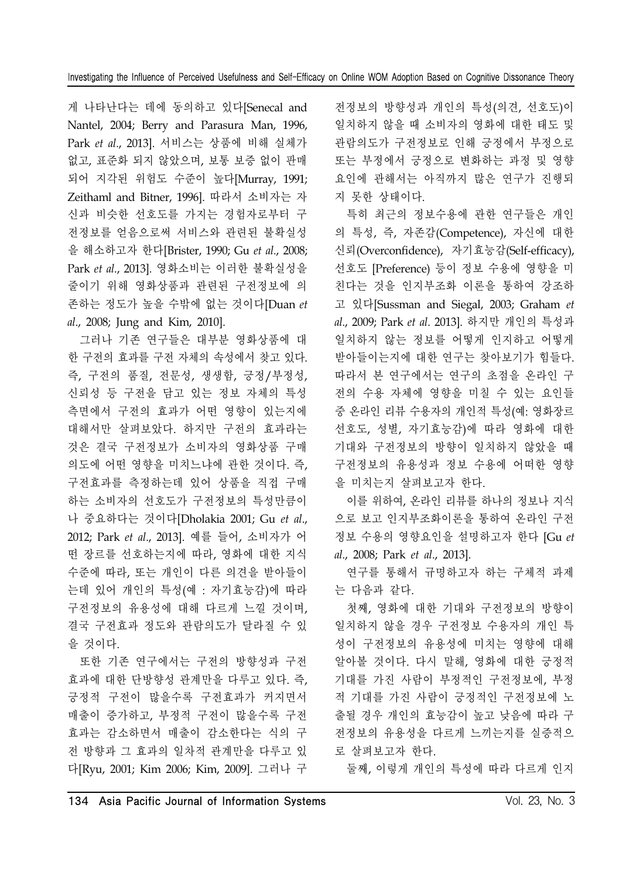게 나타난다는 데에 동의하고 있다[Senecal and Nantel, 2004; Berry and Parasura Man, 1996, Park *et al*., 2013]. 서비스는 상품에 비해 실체가 없고, 표준화 되지 않았으며, 보통 보증 없이 판매되어 지각된 위험도 수준이 높다[Murray, 1991; Zeithaml and Bitner, 1996]. 따라서 소비자는 자신과 비슷한 선호도를 가지는 경험자로부터 구전정보를 얻음으로써 서비스와 관련된 불확실성을 해소하고자 한다[Brister, 1990; Gu *et al*., 2008; Park *et al*., 2013]. 영화소비는 이러한 불확실성을 줄이기 위해 영화상품과 관련된 구전정보에 의존하는 정도가 높을 수밖에 없는 것이다[Duan *et al*., 2008; Jung and Kim, 2010].

그러나 기존 연구들은 대부분 영화상품에 대한 구전의 효과를 구전 자체의 속성에서 찾고 있다. 즉, 구전의 품질, 전문성, 생생함, 긍정/부정성, 신뢰성 등 구전을 담고 있는 정보 자체의 특성 측면에서 구전의 효과가 어떤 영향이 있는지에 대해서만 살펴보았다. 하지만 구전의 효과라는 것은 결국 구전정보가 소비자의 영화상품 구매의도에 어떤 영향을 미치느냐에 관한 것이다. 즉, 구전효과를 측정하는데 있어 상품을 직접 구매하는 소비자의 선호도가 구전정보의 특성만큼이나 중요하다는 것이다[Dholakia 2001; Gu *et al*., 2012; Park *et al*., 2013]. 예를 들어, 소비자가 어떤 장르를 선호하는지에 따라, 영화에 대한 지식 수준에 따라, 또는 개인이 다른 의견을 받아들이는데 있어 개인의 특성(예 : 자기효능감)에 따라 구전정보의 유용성에 대해 다르게 느낄 것이며, 결국 구전효과 정도와 관람의도가 달라질 수 있을 것이다.

또한 기존 연구에서는 구전의 방향성과 구전효과에 대한 단방향성 관계만을 다루고 있다. 즉, 긍정적 구전이 많을수록 구전효과가 커지면서 매출이 증가하고, 부정적 구전이 많을수록 구전효과는 감소하면서 매출이 감소한다는 식의 구전 방향과 그 효과의 일차적 관계만을 다루고 있다[Ryu, 2001; Kim 2006; Kim, 2009]. 그러나 구전정보의 방향성과 개인의 특성(의견, 선호도)이 일치하지 않을 때 소비자의 영화에 대한 태도 및 관람의도가 구전정보로 인해 긍정에서 부정으로 또는 부정에서 긍정으로 변화하는 과정 및 영향요인에 관해서는 아직까지 많은 연구가 진행되지 못한 상태이다.

특히 최근의 정보수용에 관한 연구들은 개인의 특성, 즉, 자존감(Competence), 자신에 대한 신뢰(Overconfidence), 자기효능감(Self-efficacy), 선호도 [Preference] 등이 정보 수용에 영향을 미친다는 것을 인지부조화 이론을 통하여 강조하고 있다[Sussman and Siegal, 2003; Graham *et al*., 2009; Park *et al*. 2013]. 하지만 개인의 특성과 일치하지 않는 정보를 어떻게 인지하고 어떻게 받아들이는지에 대한 연구는 찾아보기가 힘들다. 따라서 본 연구에서는 연구의 초점을 온라인 구전의 수용 자체에 영향을 미칠 수 있는 요인들 중 온라인 리뷰 수용자의 개인적 특성(예: 영화장르 선호도, 성별, 자기효능감)에 따라 영화에 대한 기대와 구전정보의 방향이 일치하지 않았을 때 구전정보의 유용성과 정보 수용에 어떠한 영향을 미치는지 살펴보고자 한다.

이를 위하여, 온라인 리뷰를 하나의 정보나 지식으로 보고 인지부조화이론을 통하여 온라인 구전정보 수용의 영향요인을 설명하고자 한다 [Gu *et al*., 2008; Park *et al*., 2013].

연구를 통해서 규명하고자 하는 구체적 과제는 다음과 같다.

첫째, 영화에 대한 기대와 구전정보의 방향이 일치하지 않을 경우 구전정보 수용자의 개인 특성이 구전정보의 유용성에 미치는 영향에 대해 알아볼 것이다. 다시 말해, 영화에 대한 긍정적 기대를 가진 사람이 부정적인 구전정보에, 부정적 기대를 가진 사람이 긍정적인 구전정보에 노출될 경우 개인의 효능감이 높고 낮음에 따라 구전정보의 유용성을 다르게 느끼는지를 실증적으로 살펴보고자 한다.

둘째, 이렇게 개인의 특성에 따라 다르게 인지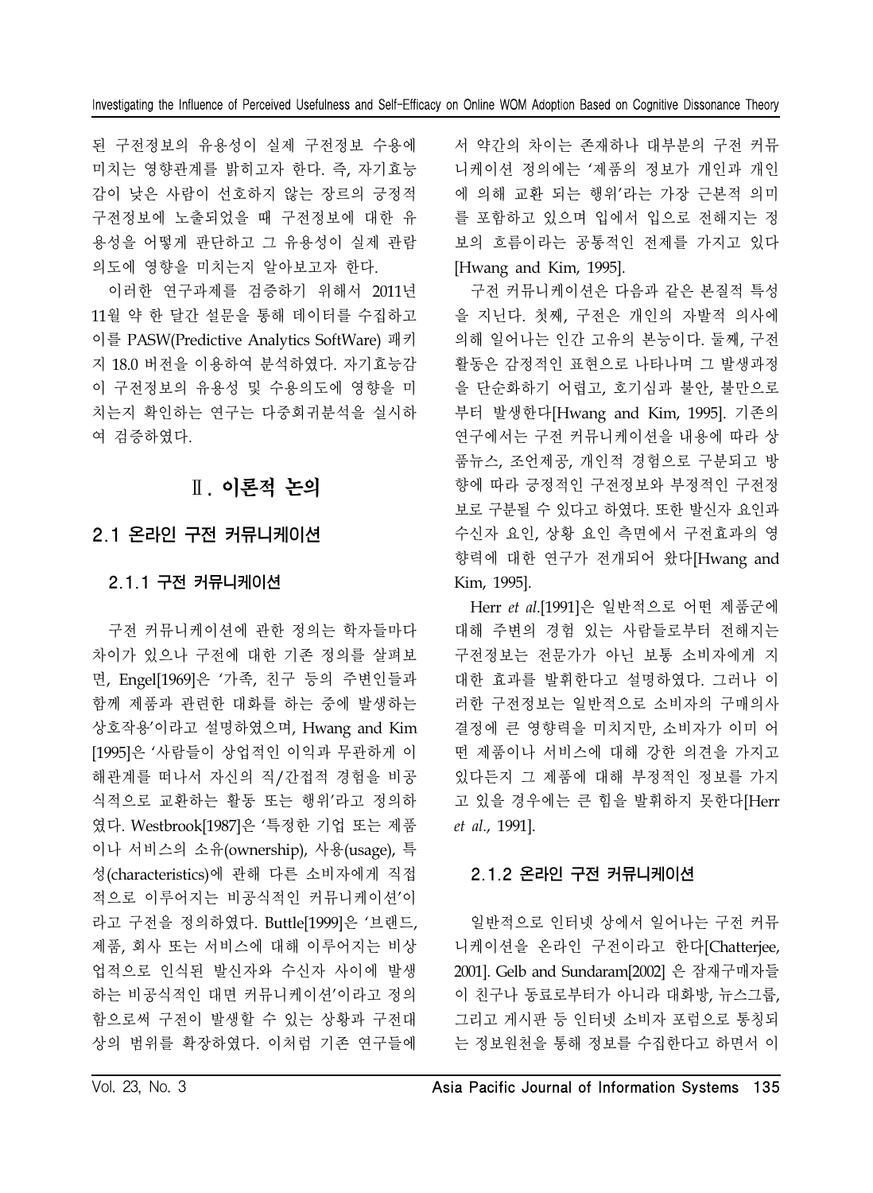된 구전정보의 유용성이 실제 구전정보 수용에 미치는 영향관계를 밝히고자 한다. 즉, 자기효능감이 낮은 사람이 선호하지 않는 장르의 긍정적 구전정보에 노출되었을 때 구전정보에 대한 유용성을 어떻게 판단하고 그 유용성이 실제 관람의도에 영향을 미치는지 알아보고자 한다.

이러한 연구과제를 검증하기 위해서 2011년 11월 약 한 달간 설문을 통해 데이터를 수집하고 이를 PASW(Predictive Analytics SoftWare) 패키지 18.0 버전을 이용하여 분석하였다. 자기효능감이 구전정보의 유용성 및 수용의도에 영향을 미치는지 확인하는 연구는 다중회귀분석을 실시하여 검증하였다.

# Ⅱ. 이론적 논의

## 2.1 온라인 구전 커뮤니케이션

### 2.1.1 구전 커뮤니케이션

구전 커뮤니케이션에 관한 정의는 학자들마다 차이가 있으나 구전에 대한 기존 정의를 살펴보면, Engel[1969]은 '가족, 친구 등의 주변인들과 함께 제품과 관련한 대화를 하는 중에 발생하는 상호작용'이라고 설명하였으며, Hwang and Kim [1995]은 '사람들이 상업적인 이익과 무관하게 이해관계를 떠나서 자신의 직/간접적 경험을 비공식적으로 교환하는 활동 또는 행위'라고 정의하였다. Westbrook[1987]은 '특정한 기업 또는 제품이나 서비스의 소유(ownership), 사용(usage), 특성(characteristics)에 관해 다른 소비자에게 직접적으로 이루어지는 비공식적인 커뮤니케이션'이라고 구전을 정의하였다. Buttle[1999]은 '브랜드, 제품, 회사 또는 서비스에 대해 이루어지는 비상업적으로 인식된 발신자와 수신자 사이에 발생하는 비공식적인 대면 커뮤니케이션'이라고 정의함으로써 구전이 발생할 수 있는 상황과 구전대상의 범위를 확장하였다. 이처럼 기존 연구들에서 약간의 차이는 존재하나 대부분의 구전 커뮤니케이션 정의에는 '제품의 정보가 개인과 개인에 의해 교환 되는 행위'라는 가장 근본적 의미를 포함하고 있으며 입에서 입으로 전해지는 정보의 흐름이라는 공통적인 전제를 가지고 있다 [Hwang and Kim, 1995].

구전 커뮤니케이션은 다음과 같은 본질적 특성을 지닌다. 첫째, 구전은 개인의 자발적 의사에 의해 일어나는 인간 고유의 본능이다. 둘째, 구전 활동은 감정적인 표현으로 나타나며 그 발생과정을 단순화하기 어렵고, 호기심과 불안, 불만으로부터 발생한다[Hwang and Kim, 1995]. 기존의 연구에서는 구전 커뮤니케이션을 내용에 따라 상품뉴스, 조언제공, 개인적 경험으로 구분되고 방향에 따라 긍정적인 구전정보와 부정적인 구전정보로 구분될 수 있다고 하였다. 또한 발신자 요인과 수신자 요인, 상황 요인 측면에서 구전효과의 영향력에 대한 연구가 전개되어 왔다[Hwang and Kim, 1995].

Herr *et al.*[1991]은 일반적으로 어떤 제품군에 대해 주변의 경험 있는 사람들로부터 전해지는 구전정보는 전문가가 아닌 보통 소비자에게 지대한 효과를 발휘한다고 설명하였다. 그러나 이러한 구전정보는 일반적으로 소비자의 구매의사 결정에 큰 영향력을 미치지만, 소비자가 이미 어떤 제품이나 서비스에 대해 강한 의견을 가지고 있다든지 그 제품에 대해 부정적인 정보를 가지고 있을 경우에는 큰 힘을 발휘하지 못한다[Herr *et al.*, 1991].

### 2.1.2 온라인 구전 커뮤니케이션

일반적으로 인터넷 상에서 일어나는 구전 커뮤니케이션을 온라인 구전이라고 한다[Chatterjee, 2001]. Gelb and Sundaram[2002] 은 잠재구매자들이 친구나 동료로부터가 아니라 대화방, 뉴스그룹, 그리고 게시판 등 인터넷 소비자 포럼으로 통칭되는 정보원천을 통해 정보를 수집한다고 하면서 이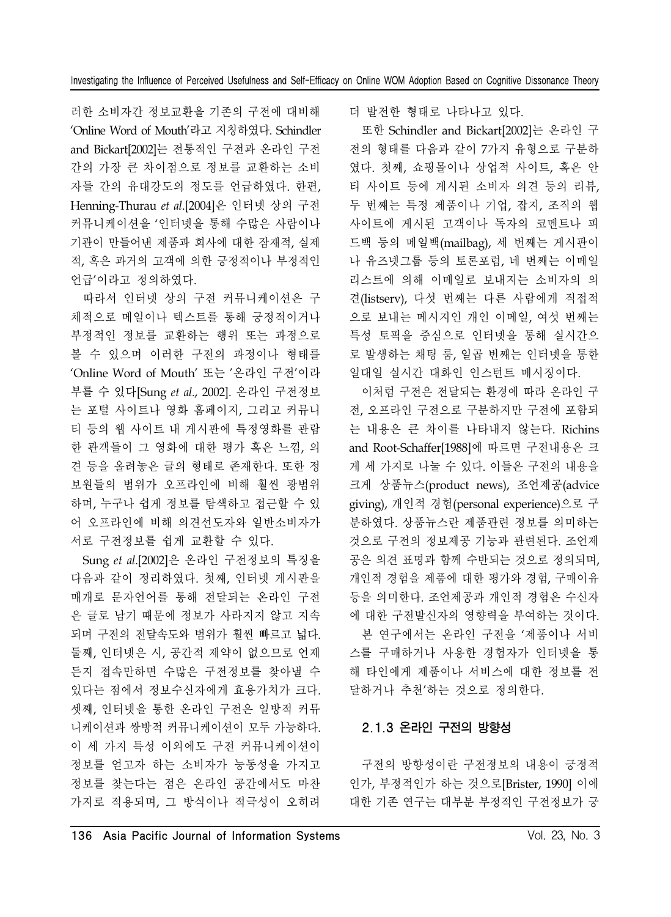러한 소비자간 정보교환을 기존의 구전에 대비해 'Online Word of Mouth'라고 지칭하였다. Schindler and Bickart[2002]는 전통적인 구전과 온라인 구전 간의 가장 큰 차이점으로 정보를 교환하는 소비자들 간의 유대강도의 정도를 언급하였다. 한편, Henning-Thurau *et al*.[2004]은 인터넷 상의 구전 커뮤니케이션을 '인터넷을 통해 수많은 사람이나 기관이 만들어낸 제품과 회사에 대한 잠재적, 실제적, 혹은 과거의 고객에 의한 긍정적이나 부정적인 언급'이라고 정의하였다.

따라서 인터넷 상의 구전 커뮤니케이션은 구체적으로 메일이나 텍스트를 통해 긍정적이거나 부정적인 정보를 교환하는 행위 또는 과정으로 볼 수 있으며 이러한 구전의 과정이나 형태를 'Online Word of Mouth' 또는 '온라인 구전'이라 부를 수 있다[Sung *et al*., 2002]. 온라인 구전정보는 포털 사이트나 영화 홈페이지, 그리고 커뮤니티 등의 웹 사이트 내 게시판에 특정영화를 관람한 관객들이 그 영화에 대한 평가 혹은 느낌, 의견 등을 올려놓은 글의 형태로 존재한다. 또한 정보원들의 범위가 오프라인에 비해 훨씬 광범위하며, 누구나 쉽게 정보를 탐색하고 접근할 수 있어 오프라인에 비해 의견선도자와 일반소비자가 서로 구전정보를 쉽게 교환할 수 있다.

Sung *et al*.[2002]은 온라인 구전정보의 특징을 다음과 같이 정리하였다. 첫째, 인터넷 게시판을 매개로 문자언어를 통해 전달되는 온라인 구전은 글로 남기 때문에 정보가 사라지지 않고 지속되며 구전의 전달속도와 범위가 훨씬 빠르고 넓다. 둘째, 인터넷은 시, 공간적 제약이 없으므로 언제든지 접속만하면 수많은 구전정보를 찾아낼 수 있다는 점에서 정보수신자에게 효용가치가 크다. 셋째, 인터넷을 통한 온라인 구전은 일방적 커뮤니케이션과 쌍방적 커뮤니케이션이 모두 가능하다. 이 세 가지 특성 이외에도 구전 커뮤니케이션이 정보를 얻고자 하는 소비자가 능동성을 가지고 정보를 찾는다는 점은 온라인 공간에서도 마찬가지로 적용되며, 그 방식이나 적극성이 오히려 더 발전한 형태로 나타나고 있다.

또한 Schindler and Bickart[2002]는 온라인 구전의 형태를 다음과 같이 7가지 유형으로 구분하였다. 첫째, 쇼핑몰이나 상업적 사이트, 혹은 안티 사이트 등에 게시된 소비자 의견 등의 리뷰, 두 번째는 특정 제품이나 기업, 잡지, 조직의 웹사이트에 게시된 고객이나 독자의 코멘트나 피드백 등의 메일백(mailbag), 세 번째는 게시판이나 유즈넷그룹 등의 토론포럼, 네 번째는 이메일 리스트에 의해 이메일로 보내지는 소비자의 의견(listserv), 다섯 번째는 다른 사람에게 직접적으로 보내는 메시지인 개인 이메일, 여섯 번째는 특성 토픽을 중심으로 인터넷을 통해 실시간으로 발생하는 채팅 룸, 일곱 번째는 인터넷을 통한 일대일 실시간 대화인 인스턴트 메시징이다.

이처럼 구전은 전달되는 환경에 따라 온라인 구전, 오프라인 구전으로 구분하지만 구전에 포함되는 내용은 큰 차이를 나타내지 않는다. Richins and Root-Schaffer[1988]에 따르면 구전내용은 크게 세 가지로 나눌 수 있다. 이들은 구전의 내용을 크게 상품뉴스(product news), 조언제공(advice giving), 개인적 경험(personal experience)으로 구분하였다. 상품뉴스란 제품관련 정보를 의미하는 것으로 구전의 정보제공 기능과 관련된다. 조언제공은 의견 표명과 함께 수반되는 것으로 정의되며, 개인적 경험은 제품에 대한 평가와 경험, 구매이유 등을 의미한다. 조언제공과 개인적 경험은 수신자에 대한 구전발신자의 영향력을 부여하는 것이다.

본 연구에서는 온라인 구전을 '제품이나 서비스를 구매하거나 사용한 경험자가 인터넷을 통해 타인에게 제품이나 서비스에 대한 정보를 전달하거나 추천'하는 것으로 정의한다.

### 2.1.3 온라인 구전의 방향성

구전의 방향성이란 구전정보의 내용이 긍정적인가, 부정적인가 하는 것으로[Brister, 1990] 이에 대한 기존 연구는 대부분 부정적인 구전정보가 긍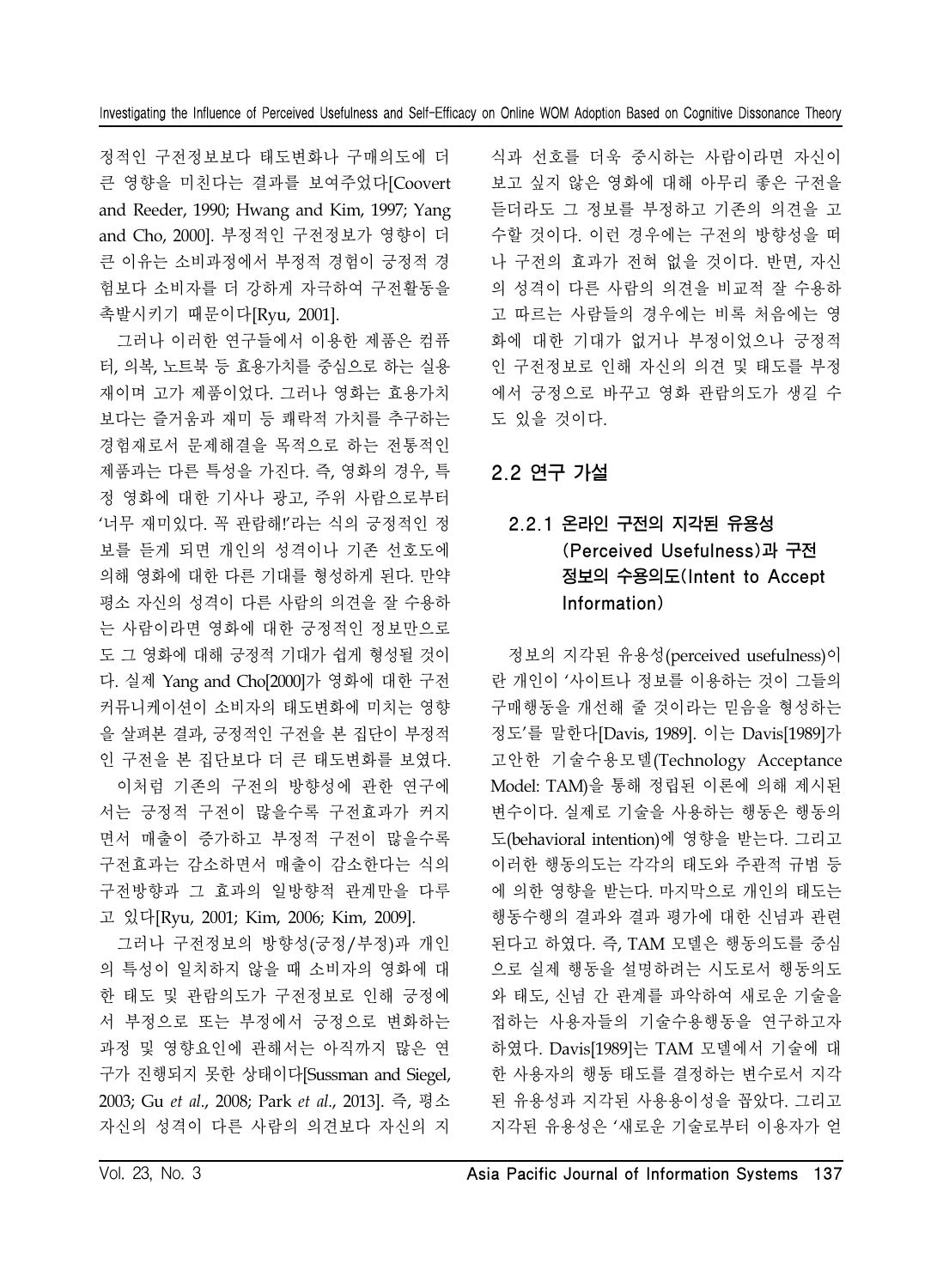정적인 구전정보보다 태도변화나 구매의도에 더 큰 영향을 미친다는 결과를 보여주었다[Coovert and Reeder, 1990; Hwang and Kim, 1997; Yang and Cho, 2000]. 부정적인 구전정보가 영향이 더 큰 이유는 소비과정에서 부정적 경험이 긍정적 경험보다 소비자를 더 강하게 자극하여 구전활동을 촉발시키기 때문이다[Ryu, 2001].

그러나 이러한 연구들에서 이용한 제품은 컴퓨터, 의복, 노트북 등 효용가치를 중심으로 하는 실용재이며 고가 제품이었다. 그러나 영화는 효용가치보다는 즐거움과 재미 등 쾌락적 가치를 추구하는 경험재로서 문제해결을 목적으로 하는 전통적인 제품과는 다른 특성을 가진다. 즉, 영화의 경우, 특정 영화에 대한 기사나 광고, 주위 사람으로부터 '너무 재미있다. 꼭 관람해!'라는 식의 긍정적인 정보를 듣게 되면 개인의 성격이나 기존 선호도에 의해 영화에 대한 다른 기대를 형성하게 된다. 만약 평소 자신의 성격이 다른 사람의 의견을 잘 수용하는 사람이라면 영화에 대한 긍정적인 정보만으로도 그 영화에 대해 긍정적 기대가 쉽게 형성될 것이다. 실제 Yang and Cho[2000]가 영화에 대한 구전 커뮤니케이션이 소비자의 태도변화에 미치는 영향을 살펴본 결과, 긍정적인 구전을 본 집단이 부정적인 구전을 본 집단보다 더 큰 태도변화를 보였다.

이처럼 기존의 구전의 방향성에 관한 연구에서는 긍정적 구전이 많을수록 구전효과가 커지면서 매출이 증가하고 부정적 구전이 많을수록 구전효과는 감소하면서 매출이 감소한다는 식의 구전방향과 그 효과의 일방향적 관계만을 다루고 있다[Ryu, 2001; Kim, 2006; Kim, 2009].

그러나 구전정보의 방향성(긍정/부정)과 개인의 특성이 일치하지 않을 때 소비자의 영화에 대한 태도 및 관람의도가 구전정보로 인해 긍정에서 부정으로 또는 부정에서 긍정으로 변화하는 과정 및 영향요인에 관해서는 아직까지 많은 연구가 진행되지 못한 상태이다[Sussman and Siegel, 2003; Gu *et al*., 2008; Park *et al*., 2013]. 즉, 평소 자신의 성격이 다른 사람의 의견보다 자신의 지식과 선호를 더욱 중시하는 사람이라면 자신이 보고 싶지 않은 영화에 대해 아무리 좋은 구전을 듣더라도 그 정보를 부정하고 기존의 의견을 고수할 것이다. 이런 경우에는 구전의 방향성을 떠나 구전의 효과가 전혀 없을 것이다. 반면, 자신의 성격이 다른 사람의 의견을 비교적 잘 수용하고 따르는 사람들의 경우에는 비록 처음에는 영화에 대한 기대가 없거나 부정이었으나 긍정적인 구전정보로 인해 자신의 의견 및 태도를 부정에서 긍정으로 바꾸고 영화 관람의도가 생길 수도 있을 것이다.

## 2.2 연구 가설

### 2.2.1 온라인 구전의 지각된 유용성(Perceived Usefulness)과 구전 정보의 수용의도(Intent to Accept Information)

정보의 지각된 유용성(perceived usefulness)이란 개인이 '사이트나 정보를 이용하는 것이 그들의 구매행동을 개선해 줄 것이라는 믿음을 형성하는 정도'를 말한다[Davis, 1989]. 이는 Davis[1989]가 고안한 기술수용모델(Technology Acceptance Model: TAM)을 통해 정립된 이론에 의해 제시된 변수이다. 실제로 기술을 사용하는 행동은 행동의도(behavioral intention)에 영향을 받는다. 그리고 이러한 행동의도는 각각의 태도와 주관적 규범 등에 의한 영향을 받는다. 마지막으로 개인의 태도는 행동수행의 결과와 결과 평가에 대한 신념과 관련된다고 하였다. 즉, TAM 모델은 행동의도를 중심으로 실제 행동을 설명하려는 시도로서 행동의도와 태도, 신념 간 관계를 파악하여 새로운 기술을 접하는 사용자들의 기술수용행동을 연구하고자 하였다. Davis[1989]는 TAM 모델에서 기술에 대한 사용자의 행동 태도를 결정하는 변수로서 지각된 유용성과 지각된 사용용이성을 꼽았다. 그리고 지각된 유용성은 '새로운 기술로부터 이용자가 얻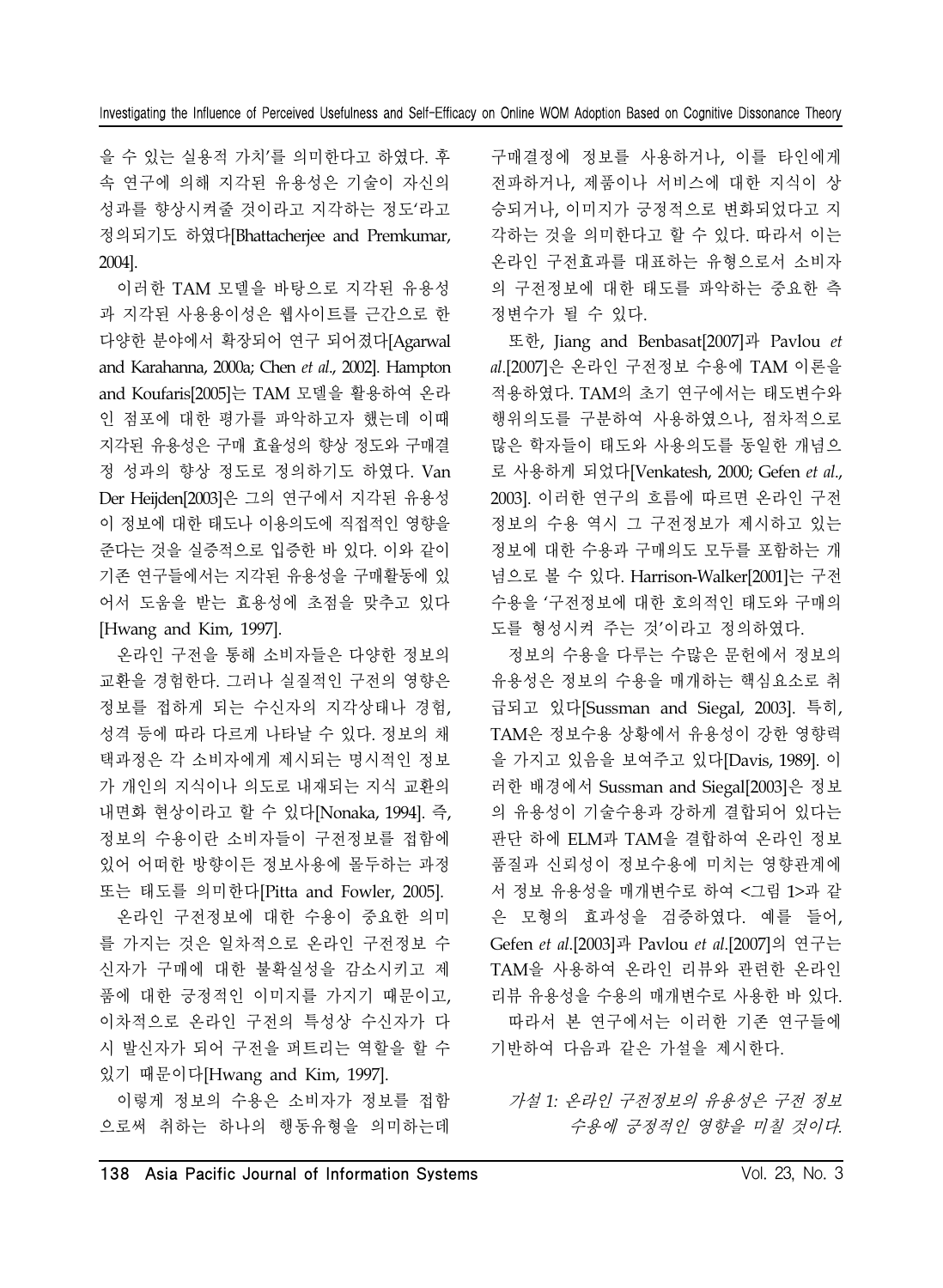을 수 있는 실용적 가치'를 의미한다고 하였다. 후속 연구에 의해 지각된 유용성은 기술이 자신의 성과를 향상시켜줄 것이라고 지각하는 정도'라고 정의되기도 하였다[Bhattacherjee and Premkumar, 2004].

이러한 TAM 모델을 바탕으로 지각된 유용성과 지각된 사용용이성은 웹사이트를 근간으로 한 다양한 분야에서 확장되어 연구 되어졌다[Agarwal and Karahanna, 2000a; Chen *et al*., 2002]. Hampton and Koufaris[2005]는 TAM 모델을 활용하여 온라인 점포에 대한 평가를 파악하고자 했는데 이때 지각된 유용성은 구매 효율성의 향상 정도와 구매결정 성과의 향상 정도로 정의하기도 하였다. Van Der Heijden[2003]은 그의 연구에서 지각된 유용성이 정보에 대한 태도나 이용의도에 직접적인 영향을 준다는 것을 실증적으로 입증한 바 있다. 이와 같이 기존 연구들에서는 지각된 유용성을 구매활동에 있어서 도움을 받는 효용성에 초점을 맞추고 있다[Hwang and Kim, 1997].

온라인 구전을 통해 소비자들은 다양한 정보의 교환을 경험한다. 그러나 실질적인 구전의 영향은 정보를 접하게 되는 수신자의 지각상태나 경험, 성격 등에 따라 다르게 나타날 수 있다. 정보의 채택과정은 각 소비자에게 제시되는 명시적인 정보가 개인의 지식이나 의도로 내재되는 지식 교환의 내면화 현상이라고 할 수 있다[Nonaka, 1994]. 즉, 정보의 수용이란 소비자들이 구전정보를 접함에 있어 어떠한 방향이든 정보사용에 몰두하는 과정 또는 태도를 의미한다[Pitta and Fowler, 2005].

온라인 구전정보에 대한 수용이 중요한 의미를 가지는 것은 일차적으로 온라인 구전정보 수신자가 구매에 대한 불확실성을 감소시키고 제품에 대한 긍정적인 이미지를 가지기 때문이고, 이차적으로 온라인 구전의 특성상 수신자가 다시 발신자가 되어 구전을 퍼트리는 역할을 할 수 있기 때문이다[Hwang and Kim, 1997].

이렇게 정보의 수용은 소비자가 정보를 접함으로써 취하는 하나의 행동유형을 의미하는데 구매결정에 정보를 사용하거나, 이를 타인에게 전파하거나, 제품이나 서비스에 대한 지식이 상승되거나, 이미지가 긍정적으로 변화되었다고 지각하는 것을 의미한다고 할 수 있다. 따라서 이는 온라인 구전효과를 대표하는 유형으로서 소비자의 구전정보에 대한 태도를 파악하는 중요한 측정변수가 될 수 있다.

또한, Jiang and Benbasat[2007]과 Pavlou *et al*.[2007]은 온라인 구전정보 수용에 TAM 이론을 적용하였다. TAM의 초기 연구에서는 태도변수와 행위의도를 구분하여 사용하였으나, 점차적으로 많은 학자들이 태도와 사용의도를 동일한 개념으로 사용하게 되었다[Venkatesh, 2000; Gefen *et al*., 2003]. 이러한 연구의 흐름에 따르면 온라인 구전정보의 수용 역시 그 구전정보가 제시하고 있는 정보에 대한 수용과 구매의도 모두를 포함하는 개념으로 볼 수 있다. Harrison-Walker[2001]는 구전수용을 '구전정보에 대한 호의적인 태도와 구매의도를 형성시켜 주는 것'이라고 정의하였다.

정보의 수용을 다루는 수많은 문헌에서 정보의 유용성은 정보의 수용을 매개하는 핵심요소로 취급되고 있다[Sussman and Siegal, 2003]. 특히, TAM은 정보수용 상황에서 유용성이 강한 영향력을 가지고 있음을 보여주고 있다[Davis, 1989]. 이러한 배경에서 Sussman and Siegal[2003]은 정보의 유용성이 기술수용과 강하게 결합되어 있다는 판단 하에 ELM과 TAM을 결합하여 온라인 정보품질과 신뢰성이 정보수용에 미치는 영향관계에서 정보 유용성을 매개변수로 하여 <그림 1>과 같은 모형의 효과성을 검증하였다. 예를 들어, Gefen *et al*.[2003]과 Pavlou *et al*.[2007]의 연구는 TAM을 사용하여 온라인 리뷰와 관련한 온라인 리뷰 유용성을 수용의 매개변수로 사용한 바 있다.

따라서 본 연구에서는 이러한 기존 연구들에 기반하여 다음과 같은 가설을 제시한다.

*가설 1: 온라인 구전정보의 유용성은 구전 정보 수용에 긍정적인 영향을 미칠 것이다.*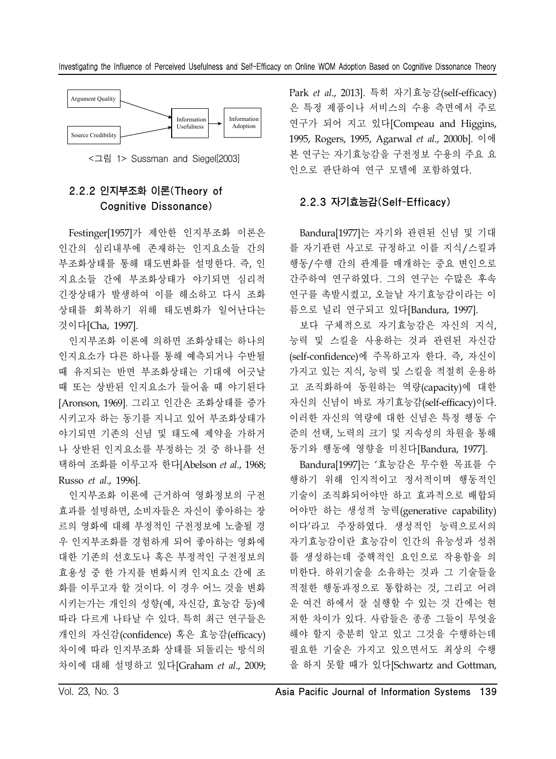Argument Quality → Information Usefulness → Information Adoption

Source Credibility → Information Usefulness

<그림 1> Sussman and Siegel[2003]

### 2.2.2 인지부조화 이론(Theory of Cognitive Dissonance)

Festinger[1957]가 제안한 인지부조화 이론은 인간의 심리내부에 존재하는 인지요소들 간의 부조화상태를 통해 태도변화를 설명한다. 즉, 인지요소들 간에 부조화상태가 야기되면 심리적 긴장상태가 발생하여 이를 해소하고 다시 조화상태를 회복하기 위해 태도변화가 일어난다는 것이다[Cha, 1997].

인지부조화 이론에 의하면 조화상태는 하나의 인지요소가 다른 하나를 통해 예측되거나 수반될 때 유지되는 반면 부조화상태는 기대에 어긋날 때 또는 상반된 인지요소가 들어올 때 야기된다[Aronson, 1969]. 그리고 인간은 조화상태를 증가시키고자 하는 동기를 지니고 있어 부조화상태가 야기되면 기존의 신념 및 태도에 제약을 가하거나 상반된 인지요소를 부정하는 것 중 하나를 선택하여 조화를 이루고자 한다[Abelson *et al*., 1968; Russo *et al*., 1996].

인지부조화 이론에 근거하여 영화정보의 구전효과를 설명하면, 소비자들은 자신이 좋아하는 장르의 영화에 대해 부정적인 구전정보에 노출될 경우 인지부조화를 경험하게 되어 좋아하는 영화에 대한 기존의 선호도나 혹은 부정적인 구전정보의 효용성 중 한 가지를 변화시켜 인지요소 간에 조화를 이루고자 할 것이다. 이 경우 어느 것을 변화시키는가는 개인의 성향(예, 자신감, 효능감 등)에 따라 다르게 나타날 수 있다. 특히 최근 연구들은 개인의 자신감(confidence) 혹은 효능감(efficacy) 차이에 따라 인지부조화 상태를 되돌리는 방식의 차이에 대해 설명하고 있다[Graham *et al*., 2009; Park *et al*., 2013]. 특히 자기효능감(self-efficacy)은 특정 제품이나 서비스의 수용 측면에서 주로 연구가 되어 지고 있다[Compeau and Higgins, 1995, Rogers, 1995, Agarwal *et al*., 2000b]. 이에 본 연구는 자기효능감을 구전정보 수용의 주요 요인으로 판단하여 연구 모델에 포함하였다.

### 2.2.3 자기효능감(Self-Efficacy)

Bandura[1977]는 자기와 관련된 신념 및 기대를 자기관련 사고로 규정하고 이를 지식/스킬과 행동/수행 간의 관계를 매개하는 중요 변인으로 간주하여 연구하였다. 그의 연구는 수많은 후속 연구를 촉발시켰고, 오늘날 자기효능감이라는 이름으로 널리 연구되고 있다[Bandura, 1997].

보다 구체적으로 자기효능감은 자신의 지식, 능력 및 스킬을 사용하는 것과 관련된 자신감(self-confidence)에 주목하고자 한다. 즉, 자신이 가지고 있는 지식, 능력 및 스킬을 적절히 운용하고 조직화하여 동원하는 역량(capacity)에 대한 자신의 신념이 바로 자기효능감(self-efficacy)이다. 이러한 자신의 역량에 대한 신념은 특정 행동 수준의 선택, 노력의 크기 및 지속성의 차원을 통해 동기와 행동에 영향을 미친다[Bandura, 1977].

Bandura[1997]는 '효능감은 무수한 목표를 수행하기 위해 인지적이고 정서적이며 행동적인 기술이 조직화되어야만 하고 효과적으로 배합되어야만 하는 생성적 능력(generative capability)이다'라고 주장하였다. 생성적인 능력으로서의 자기효능감이란 효능감이 인간의 유능성과 성취를 생성하는데 중핵적인 요인으로 작용함을 의미한다. 하위기술을 소유하는 것과 그 기술들을 적절한 행동과정으로 통합하는 것, 그리고 어려운 여건 하에서 잘 실행할 수 있는 것 간에는 현저한 차이가 있다. 사람들은 종종 그들이 무엇을 해야 할지 충분히 알고 있고 그것을 수행하는데 필요한 기술은 가지고 있으면서도 최상의 수행을 하지 못할 때가 있다[Schwartz and Gottman,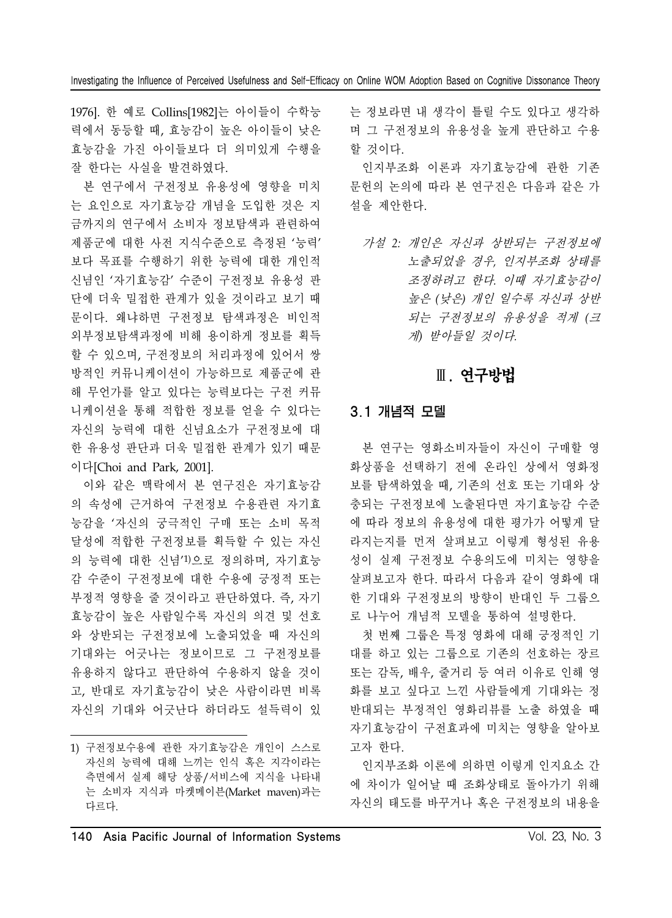1976]. 한 예로 Collins[1982]는 아이들이 수학능력에서 동등할 때, 효능감이 높은 아이들이 낮은 효능감을 가진 아이들보다 더 의미있게 수행을 잘 한다는 사실을 발견하였다.

본 연구에서 구전정보 유용성에 영향을 미치는 요인으로 자기효능감 개념을 도입한 것은 지금까지의 연구에서 소비자 정보탐색과 관련하여 제품군에 대한 사전 지식수준으로 측정된 '능력'보다 목표를 수행하기 위한 능력에 대한 개인적 신념인 '자기효능감' 수준이 구전정보 유용성 판단에 더욱 밀접한 관계가 있을 것이라고 보기 때문이다. 왜냐하면 구전정보 탐색과정은 비인적 외부정보탐색과정에 비해 용이하게 정보를 획득할 수 있으며, 구전정보의 처리과정에 있어서 쌍방적인 커뮤니케이션이 가능하므로 제품군에 관해 무언가를 알고 있다는 능력보다는 구전 커뮤니케이션을 통해 적합한 정보를 얻을 수 있다는 자신의 능력에 대한 신념요소가 구전정보에 대한 유용성 판단과 더욱 밀접한 관계가 있기 때문이다[Choi and Park, 2001].

이와 같은 맥락에서 본 연구진은 자기효능감의 속성에 근거하여 구전정보 수용관련 자기효능감을 '자신의 궁극적인 구매 또는 소비 목적 달성에 적합한 구전정보를 획득할 수 있는 자신의 능력에 대한 신념'[1])으로 정의하며, 자기효능감 수준이 구전정보에 대한 수용에 긍정적 또는 부정적 영향을 줄 것이라고 판단하였다. 즉, 자기효능감이 높은 사람일수록 자신의 의견 및 선호와 상반되는 구전정보에 노출되었을 때 자신의 기대와는 어긋나는 정보이므로 그 구전정보를 유용하지 않다고 판단하여 수용하지 않을 것이고, 반대로 자기효능감이 낮은 사람이라면 비록 자신의 기대와 어긋난다 하더라도 설득력이 있는 정보라면 내 생각이 틀릴 수도 있다고 생각하며 그 구전정보의 유용성을 높게 판단하고 수용할 것이다.

인지부조화 이론과 자기효능감에 관한 기존 문헌의 논의에 따라 본 연구진은 다음과 같은 가설을 제안한다.

> *가설 2: 개인은 자신과 상반되는 구전정보에 노출되었을 경우, 인지부조화 상태를 조정하려고 한다. 이때 자기효능감이 높은 (낮은) 개인 일수록 자신과 상반되는 구전정보의 유용성을 적게 (크게) 받아들일 것이다.*

## Ⅲ. 연구방법

### 3.1 개념적 모델

본 연구는 영화소비자들이 자신이 구매할 영화상품을 선택하기 전에 온라인 상에서 영화정보를 탐색하였을 때, 기존의 선호 또는 기대와 상충되는 구전정보에 노출된다면 자기효능감 수준에 따라 정보의 유용성에 대한 평가가 어떻게 달라지는지를 먼저 살펴보고 이렇게 형성된 유용성이 실제 구전정보 수용의도에 미치는 영향을 살펴보고자 한다. 따라서 다음과 같이 영화에 대한 기대와 구전정보의 방향이 반대인 두 그룹으로 나누어 개념적 모델을 통하여 설명한다.

첫 번째 그룹은 특정 영화에 대해 긍정적인 기대를 하고 있는 그룹으로 기존의 선호하는 장르 또는 감독, 배우, 줄거리 등 여러 이유로 인해 영화를 보고 싶다고 느낀 사람들에게 기대와는 정반대되는 부정적인 영화리뷰를 노출 하였을 때 자기효능감이 구전효과에 미치는 영향을 알아보고자 한다.

인지부조화 이론에 의하면 이렇게 인지요소 간에 차이가 일어날 때 조화상태로 돌아가기 위해 자신의 태도를 바꾸거나 혹은 구전정보의 내용을

---

1) 구전정보수용에 관한 자기효능감은 개인이 스스로 자신의 능력에 대해 느끼는 인식 혹은 지각이라는 측면에서 실제 해당 상품/서비스에 지식을 나타내는 소비자 지식과 마켓메이븐(Market maven)과는 다르다.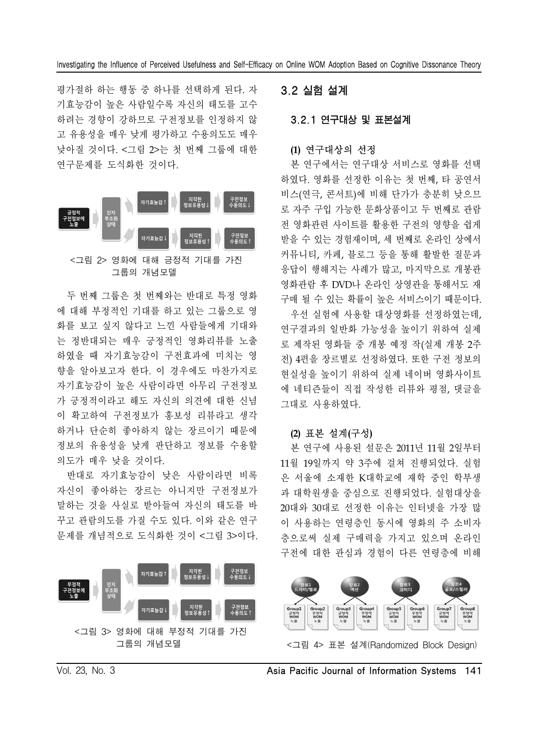평가절하 하는 행동 중 하나를 선택하게 된다. 자기효능감이 높은 사람일수록 자신의 태도를 고수하려는 경향이 강하므로 구전정보를 인정하지 않고 유용성을 매우 낮게 평가하고 수용의도도 매우 낮아질 것이다. <그림 2>는 첫 번째 그룹에 대한 연구문제를 도식화한 것이다.

<그림 2> 영화에 대해 긍정적 기대를 가진 그룹의 개념모델

두 번째 그룹은 첫 번째와는 반대로 특정 영화에 대해 부정적인 기대를 하고 있는 그룹으로 영화를 보고 싶지 않다고 느낀 사람들에게 기대와는 정반대되는 매우 긍정적인 영화리뷰를 노출하였을 때 자기효능감이 구전효과에 미치는 영향을 알아보고자 한다. 이 경우에도 마찬가지로 자기효능감이 높은 사람이라면 아무리 구전정보가 긍정적이라고 해도 자신의 의견에 대한 신념이 확고하여 구전정보가 홍보성 리뷰라고 생각하거나 단순히 좋아하지 않는 장르이기 때문에 정보의 유용성을 낮게 판단하고 정보를 수용할 의도가 매우 낮을 것이다.

반대로 자기효능감이 낮은 사람이라면 비록 자신이 좋아하는 장르는 아니지만 구전정보가 말하는 것을 사실로 받아들여 자신의 태도를 바꾸고 관람의도를 가질 수도 있다. 이와 같은 연구문제를 개념적으로 도식화한 것이 <그림 3>이다.

<그림 3> 영화에 대해 부정적 기대를 가진 그룹의 개념모델

## 3.2 실험 설계

### 3.2.1 연구대상 및 표본설계

**(1) 연구대상의 선정**

본 연구에서는 연구대상 서비스로 영화를 선택하였다. 영화를 선정한 이유는 첫 번째, 타 공연서비스(연극, 콘서트)에 비해 단가가 충분히 낮으므로 자주 구입 가능한 문화상품이고 두 번째로 관람 전 영화관련 사이트를 활용한 구전의 영향을 쉽게 받을 수 있는 경험재이며, 세 번째로 온라인 상에서 커뮤니티, 카페, 블로그 등을 통해 활발한 질문과 응답이 행해지는 사례가 많고, 마지막으로 개봉관 영화관람 후 DVD나 온라인 상영관을 통해서도 재구매 될 수 있는 확률이 높은 서비스이기 때문이다.

우선 실험에 사용할 대상영화를 선정하였는데, 연구결과의 일반화 가능성을 높이기 위하여 실제로 제작된 영화들 중 개봉 예정 작(실제 개봉 2주 전) 4편을 장르별로 선정하였다. 또한 구전 정보의 현실성을 높이기 위하여 실제 네이버 영화사이트에 네티즌들이 직접 작성한 리뷰와 평점, 댓글을 그대로 사용하였다.

**(2) 표본 설계(구성)**

본 연구에 사용된 설문은 2011년 11월 2일부터 11월 19일까지 약 3주에 걸쳐 진행되었다. 실험은 서울에 소재한 K대학교에 재학 중인 학부생과 대학원생을 중심으로 진행되었다. 실험대상을 20대와 30대로 선정한 이유는 인터넷을 가장 많이 사용하는 연령층인 동시에 영화의 주 소비자층으로써 실제 구매력을 가지고 있으며 온라인 구전에 대한 관심과 경험이 다른 연령층에 비해

<그림 4> 표본 설계(Randomized Block Design)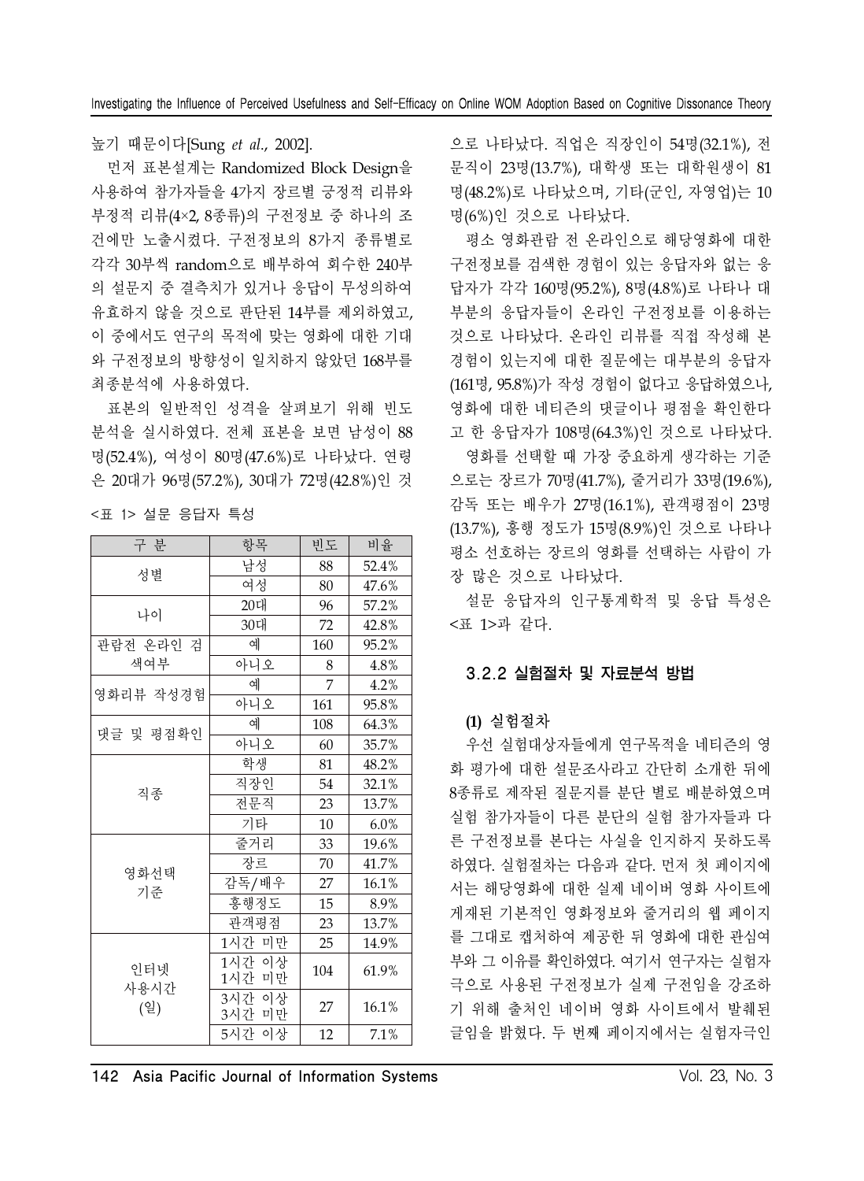높기 때문이다[Sung *et al.*, 2002].

먼저 표본설계는 Randomized Block Design을 사용하여 참가자들을 4가지 장르별 긍정적 리뷰와 부정적 리뷰(4×2, 8종류)의 구전정보 중 하나의 조건에만 노출시켰다. 구전정보의 8가지 종류별로 각각 30부씩 random으로 배부하여 회수한 240부의 설문지 중 결측치가 있거나 응답이 무성의하여 유효하지 않을 것으로 판단된 14부를 제외하였고, 이 중에서도 연구의 목적에 맞는 영화에 대한 기대와 구전정보의 방향성이 일치하지 않았던 168부를 최종분석에 사용하였다.

표본의 일반적인 성격을 살펴보기 위해 빈도분석을 실시하였다. 전체 표본을 보면 남성이 88명(52.4%), 여성이 80명(47.6%)로 나타났다. 연령은 20대가 96명(57.2%), 30대가 72명(42.8%)인 것

<표 1> 설문 응답자 특성

| 구 분 | 항목 | 빈도 | 비율 |
|---|---|---|---|
| 성별 | 남성 | 88 | 52.4% |
| | 여성 | 80 | 47.6% |
| 나이 | 20대 | 96 | 57.2% |
| | 30대 | 72 | 42.8% |
| 관람전 온라인 검색여부 | 예 | 160 | 95.2% |
| | 아니오 | 8 | 4.8% |
| 영화리뷰 작성경험 | 예 | 7 | 4.2% |
| | 아니오 | 161 | 95.8% |
| 댓글 및 평점확인 | 예 | 108 | 64.3% |
| | 아니오 | 60 | 35.7% |
| 직종 | 학생 | 81 | 48.2% |
| | 직장인 | 54 | 32.1% |
| | 전문직 | 23 | 13.7% |
| | 기타 | 10 | 6.0% |
| 영화선택 기준 | 줄거리 | 33 | 19.6% |
| | 장르 | 70 | 41.7% |
| | 감독/배우 | 27 | 16.1% |
| | 흥행정도 | 15 | 8.9% |
| | 관객평점 | 23 | 13.7% |
| 인터넷 사용시간 (일) | 1시간 미만 | 25 | 14.9% |
| | 1시간 이상 1시간 미만 | 104 | 61.9% |
| | 3시간 이상 3시간 미만 | 27 | 16.1% |
| | 5시간 이상 | 12 | 7.1% |

으로 나타났다. 직업은 직장인이 54명(32.1%), 전문직이 23명(13.7%), 대학생 또는 대학원생이 81명(48.2%)로 나타났으며, 기타(군인, 자영업)는 10명(6%)인 것으로 나타났다.

평소 영화관람 전 온라인으로 해당영화에 대한 구전정보를 검색한 경험이 있는 응답자와 없는 응답자가 각각 160명(95.2%), 8명(4.8%)로 나타나 대부분의 응답자들이 온라인 구전정보를 이용하는 것으로 나타났다. 온라인 리뷰를 직접 작성해 본 경험이 있는지에 대한 질문에는 대부분의 응답자(161명, 95.8%)가 작성 경험이 없다고 응답하였으나, 영화에 대한 네티즌의 댓글이나 평점을 확인한다고 한 응답자가 108명(64.3%)인 것으로 나타났다.

영화를 선택할 때 가장 중요하게 생각하는 기준으로는 장르가 70명(41.7%), 줄거리가 33명(19.6%), 감독 또는 배우가 27명(16.1%), 관객평점이 23명(13.7%), 흥행 정도가 15명(8.9%)인 것으로 나타나 평소 선호하는 장르의 영화를 선택하는 사람이 가장 많은 것으로 나타났다.

설문 응답자의 인구통계학적 및 응답 특성은 <표 1>과 같다.

### 3.2.2 실험절차 및 자료분석 방법

**(1) 실험절차**

우선 실험대상자들에게 연구목적을 네티즌의 영화 평가에 대한 설문조사라고 간단히 소개한 뒤에 8종류로 제작된 질문지를 분단 별로 배분하였으며 실험 참가자들이 다른 분단의 실험 참가자들과 다른 구전정보를 본다는 사실을 인지하지 못하도록 하였다. 실험절차는 다음과 같다. 먼저 첫 페이지에서는 해당영화에 대한 실제 네이버 영화 사이트에 게재된 기본적인 영화정보와 줄거리의 웹 페이지를 그대로 캡처하여 제공한 뒤 영화에 대한 관심여부와 그 이유를 확인하였다. 여기서 연구자는 실험자극으로 사용된 구전정보가 실제 구전임을 강조하기 위해 출처인 네이버 영화 사이트에서 발췌된 글임을 밝혔다. 두 번째 페이지에서는 실험자극인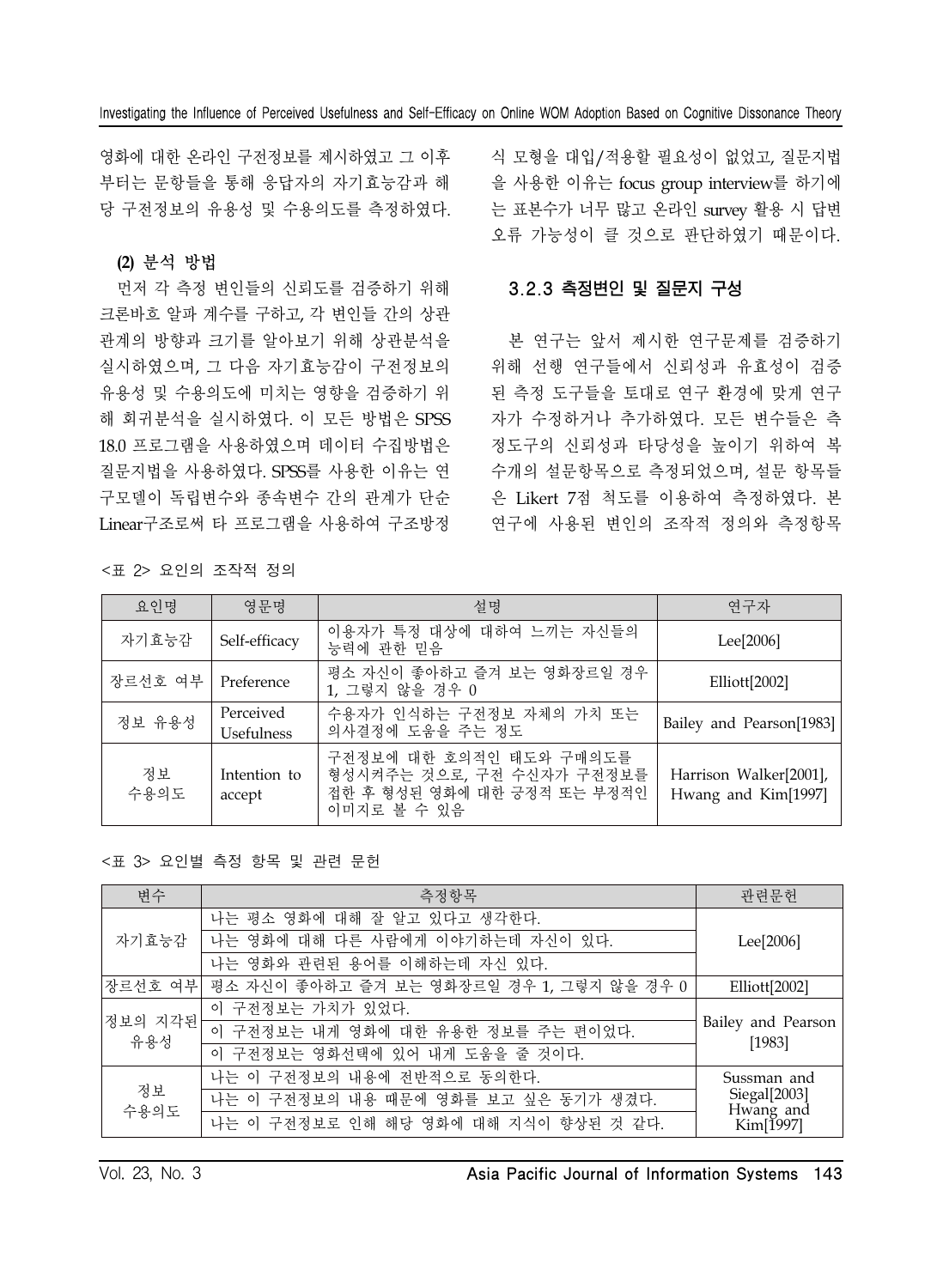영화에 대한 온라인 구전정보를 제시하였고 그 이후부터는 문항들을 통해 응답자의 자기효능감과 해당 구전정보의 유용성 및 수용의도를 측정하였다.

**(2) 분석 방법**

먼저 각 측정 변인들의 신뢰도를 검증하기 위해 크론바흐 알파 계수를 구하고, 각 변인들 간의 상관관계의 방향과 크기를 알아보기 위해 상관분석을 실시하였으며, 그 다음 자기효능감이 구전정보의 유용성 및 수용의도에 미치는 영향을 검증하기 위해 회귀분석을 실시하였다. 이 모든 방법은 SPSS 18.0 프로그램을 사용하였으며 데이터 수집방법은 질문지법을 사용하였다. SPSS를 사용한 이유는 연구모델이 독립변수와 종속변수 간의 관계가 단순 Linear구조로써 타 프로그램을 사용하여 구조방정식 모형을 대입/적용할 필요성이 없었고, 질문지법을 사용한 이유는 focus group interview를 하기에는 표본수가 너무 많고 온라인 survey 활용 시 답변 오류 가능성이 클 것으로 판단하였기 때문이다.

### 3.2.3 측정변인 및 질문지 구성

본 연구는 앞서 제시한 연구문제를 검증하기 위해 선행 연구들에서 신뢰성과 유효성이 검증된 측정 도구들을 토대로 연구 환경에 맞게 연구자가 수정하거나 추가하였다. 모든 변수들은 측정도구의 신뢰성과 타당성을 높이기 위하여 복수개의 설문항목으로 측정되었으며, 설문 항목들은 Likert 7점 척도를 이용하여 측정하였다. 본 연구에 사용된 변인의 조작적 정의와 측정항목

<표 2> 요인의 조작적 정의

| 요인명 | 영문명 | 설명 | 연구자 |
|---|---|---|---|
| 자기효능감 | Self-efficacy | 이용자가 특정 대상에 대하여 느끼는 자신들의 능력에 관한 믿음 | Lee[2006] |
| 장르선호 여부 | Preference | 평소 자신이 좋아하고 즐겨 보는 영화장르일 경우 1, 그렇지 않을 경우 0 | Elliott[2002] |
| 정보 유용성 | Perceived Usefulness | 수용자가 인식하는 구전정보 자체의 가치 또는 의사결정에 도움을 주는 정도 | Bailey and Pearson[1983] |
| 정보 수용의도 | Intention to accept | 구전정보에 대한 호의적인 태도와 구매의도를 형성시켜주는 것으로, 구전 수신자가 구전정보를 접한 후 형성된 영화에 대한 긍정적 또는 부정적인 이미지로 볼 수 있음 | Harrison Walker[2001], Hwang and Kim[1997] |

<표 3> 요인별 측정 항목 및 관련 문헌

| 변수 | 측정항목 | 관련문헌 |
|---|---|---|
| 자기효능감 | 나는 평소 영화에 대해 잘 알고 있다고 생각한다. | Lee[2006] |
| | 나는 영화에 대해 다른 사람에게 이야기하는데 자신이 있다. | |
| | 나는 영화와 관련된 용어를 이해하는데 자신 있다. | |
| 장르선호 여부 | 평소 자신이 좋아하고 즐겨 보는 영화장르일 경우 1, 그렇지 않을 경우 0 | Elliott[2002] |
| 정보의 지각된 유용성 | 이 구전정보는 가치가 있었다. | Bailey and Pearson [1983] |
| | 이 구전정보는 내게 영화에 대한 유용한 정보를 주는 편이었다. | |
| | 이 구전정보는 영화선택에 있어 내게 도움을 줄 것이다. | |
| 정보 수용의도 | 나는 이 구전정보의 내용에 전반적으로 동의한다. | Sussman and Siegal[2003] Hwang and Kim[1997] |
| | 나는 이 구전정보의 내용 때문에 영화를 보고 싶은 동기가 생겼다. | |
| | 나는 이 구전정보로 인해 해당 영화에 대해 지식이 향상된 것 같다. | |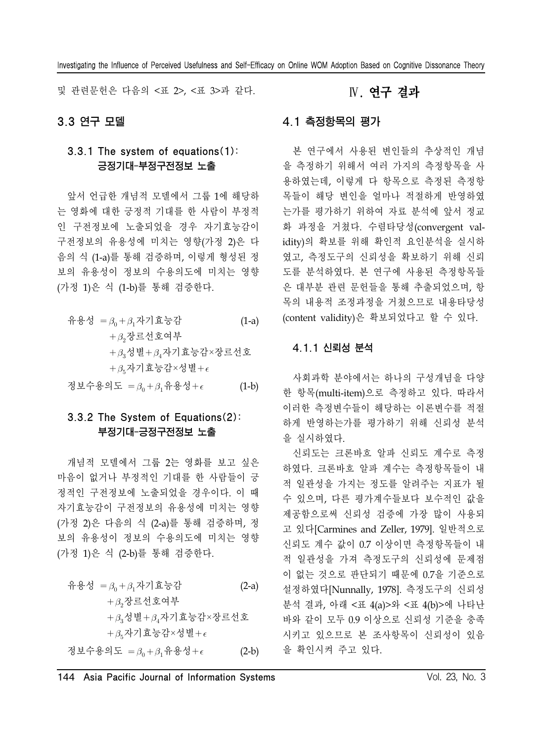및 관련문헌은 다음의 <표 2>, <표 3>과 같다.

### 3.3 연구 모델

#### 3.3.1 The system of equations(1): 긍정기대-부정구전정보 노출

앞서 언급한 개념적 모델에서 그룹 1에 해당하는 영화에 대한 긍정적 기대를 한 사람이 부정적인 구전정보에 노출되었을 경우 자기효능감이 구전정보의 유용성에 미치는 영향(가정 2)은 다음의 식 (1-a)를 통해 검증하며, 이렇게 형성된 정보의 유용성이 정보의 수용의도에 미치는 영향(가정 1)은 식 (1-b)를 통해 검증한다.

$$\begin{aligned} \text{유용성} = &\beta_0 + \beta_1 \text{자기효능감} \\ &+ \beta_2 \text{장르선호여부} \\ &+ \beta_3 \text{성별} + \beta_4 \text{자기효능감} \times \text{장르선호} \\ &+ \beta_5 \text{자기효능감} \times \text{성별} + \epsilon \end{aligned} \tag{1-a}$$

$$\text{정보수용의도} = \beta_0 + \beta_1 \text{유용성} + \epsilon \tag{1-b}$$

#### 3.3.2 The System of Equations(2): 부정기대-긍정구전정보 노출

개념적 모델에서 그룹 2는 영화를 보고 싶은 마음이 없거나 부정적인 기대를 한 사람들이 긍정적인 구전정보에 노출되었을 경우이다. 이 때 자기효능감이 구전정보의 유용성에 미치는 영향(가정 2)은 다음의 식 (2-a)를 통해 검증하며, 정보의 유용성이 정보의 수용의도에 미치는 영향(가정 1)은 식 (2-b)를 통해 검증한다.

$$\begin{aligned} \text{유용성} = &\beta_0 + \beta_1 \text{자기효능감} \\ &+ \beta_2 \text{장르선호여부} \\ &+ \beta_3 \text{성별} + \beta_4 \text{자기효능감} \times \text{장르선호} \\ &+ \beta_5 \text{자기효능감} \times \text{성별} + \epsilon \end{aligned} \tag{2-a}$$

$$\text{정보수용의도} = \beta_0 + \beta_1 \text{유용성} + \epsilon \tag{2-b}$$

## Ⅳ. 연구 결과

### 4.1 측정항목의 평가

본 연구에서 사용된 변인들의 추상적인 개념을 측정하기 위해서 여러 가지의 측정항목을 사용하였는데, 이렇게 다 항목으로 측정된 측정항목들이 해당 변인을 얼마나 적절하게 반영하였는가를 평가하기 위하여 자료 분석에 앞서 정교화 과정을 거쳤다. 수렴타당성(convergent validity)의 확보를 위해 확인적 요인분석을 실시하였고, 측정도구의 신뢰성을 확보하기 위해 신뢰도를 분석하였다. 본 연구에 사용된 측정항목들은 대부분 관련 문헌들을 통해 추출되었으며, 항목의 내용적 조정과정을 거쳤으므로 내용타당성(content validity)은 확보되었다고 할 수 있다.

#### 4.1.1 신뢰성 분석

사회과학 분야에서는 하나의 구성개념을 다양한 항목(multi-item)으로 측정하고 있다. 따라서 이러한 측정변수들이 해당하는 이론변수를 적절하게 반영하는가를 평가하기 위해 신뢰성 분석을 실시하였다.

신뢰도는 크론바흐 알파 신뢰도 계수로 측정하였다. 크론바흐 알파 계수는 측정항목들이 내적 일관성을 가지는 정도를 알려주는 지표가 될 수 있으며, 다른 평가계수들보다 보수적인 값을 제공함으로써 신뢰성 검증에 가장 많이 사용되고 있다[Carmines and Zeller, 1979]. 일반적으로 신뢰도 계수 값이 0.7 이상이면 측정항목들이 내적 일관성을 가져 측정도구의 신뢰성에 문제점이 없는 것으로 판단되기 때문에 0.7을 기준으로 설정하였다[Nunnally, 1978]. 측정도구의 신뢰성 분석 결과, 아래 <표 4(a)>와 <표 4(b)>에 나타난 바와 같이 모두 0.9 이상으로 신뢰성 기준을 충족시키고 있으므로 본 조사항목이 신뢰성이 있음을 확인시켜 주고 있다.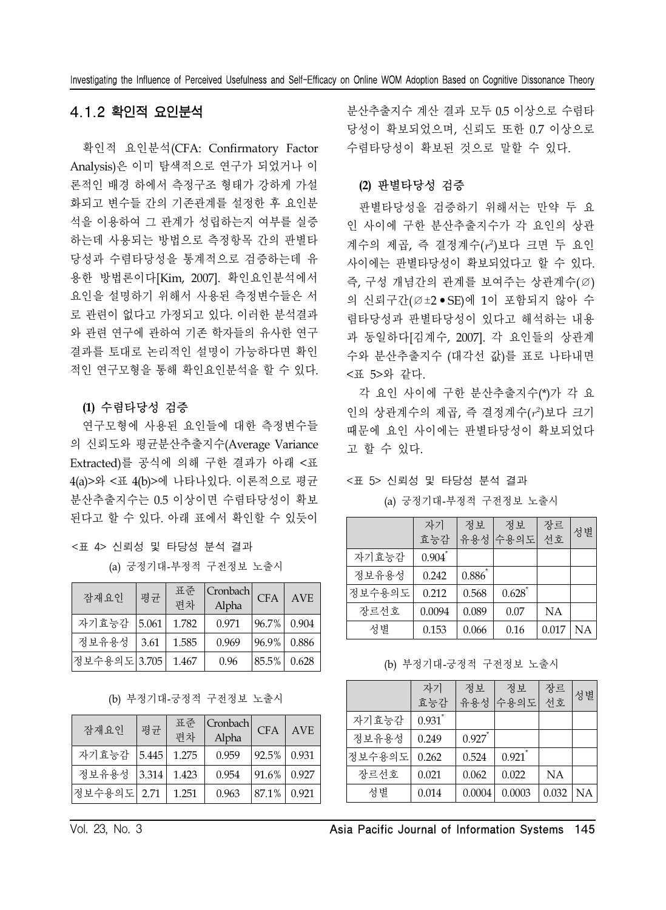### 4.1.2 확인적 요인분석

확인적 요인분석(CFA: Confirmatory Factor Analysis)은 이미 탐색적으로 연구가 되었거나 이론적인 배경 하에서 측정구조 형태가 강하게 가설화되고 변수들 간의 기존관계를 설정한 후 요인분석을 이용하여 그 관계가 성립하는지 여부를 실증하는데 사용되는 방법으로 측정항목 간의 판별타당성과 수렴타당성을 통계적으로 검증하는데 유용한 방법론이다[Kim, 2007]. 확인요인분석에서 요인을 설명하기 위해서 사용된 측정변수들은 서로 관련이 없다고 가정되고 있다. 이러한 분석결과와 관련 연구에 관하여 기존 학자들의 유사한 연구결과를 토대로 논리적인 설명이 가능하다면 확인적인 연구모형을 통해 확인요인분석을 할 수 있다.

**(1) 수렴타당성 검증**

연구모형에 사용된 요인들에 대한 측정변수들의 신뢰도와 평균분산추출지수(Average Variance Extracted)를 공식에 의해 구한 결과가 아래 <표 4(a)>와 <표 4(b)>에 나타나있다. 이론적으로 평균분산추출지수는 0.5 이상이면 수렴타당성이 확보된다고 할 수 있다. 아래 표에서 확인할 수 있듯이 분산추출지수 계산 결과 모두 0.5 이상으로 수렴타당성이 확보되었으며, 신뢰도 또한 0.7 이상으로 수렴타당성이 확보된 것으로 말할 수 있다.

<표 4> 신뢰성 및 타당성 분석 결과

(a) 긍정기대-부정적 구전정보 노출시

| 잠재요인 | 평균 | 표준편차 | Cronbach Alpha | CFA | AVE |
|---|---|---|---|---|---|
| 자기효능감 | 5.061 | 1.782 | 0.971 | 96.7% | 0.904 |
| 정보유용성 | 3.61 | 1.585 | 0.969 | 96.9% | 0.886 |
| 정보수용의도 | 3.705 | 1.467 | 0.96 | 85.5% | 0.628 |

(b) 부정기대-긍정적 구전정보 노출시

| 잠재요인 | 평균 | 표준편차 | Cronbach Alpha | CFA | AVE |
|---|---|---|---|---|---|
| 자기효능감 | 5.445 | 1.275 | 0.959 | 92.5% | 0.931 |
| 정보유용성 | 3.314 | 1.423 | 0.954 | 91.6% | 0.927 |
| 정보수용의도 | 2.71 | 1.251 | 0.963 | 87.1% | 0.921 |

**(2) 판별타당성 검증**

판별타당성을 검증하기 위해서는 만약 두 요인 사이에 구한 분산추출지수가 각 요인의 상관계수의 제곱, 즉 결정계수($r^2$)보다 크면 두 요인 사이에는 판별타당성이 확보되었다고 할 수 있다. 즉, 구성 개념간의 관계를 보여주는 상관계수(∅)의 신뢰구간(∅±2 • SE)에 1이 포함되지 않아 수렴타당성과 판별타당성이 있다고 해석하는 내용과 동일하다[김계수, 2007]. 각 요인들의 상관계수와 분산추출지수 (대각선 값)를 표로 나타내면 <표 5>와 같다.

각 요인 사이에 구한 분산추출지수(*)가 각 요인의 상관계수의 제곱, 즉 결정계수($r^2$)보다 크기 때문에 요인 사이에는 판별타당성이 확보되었다고 할 수 있다.

<표 5> 신뢰성 및 타당성 분석 결과

(a) 긍정기대-부정적 구전정보 노출시

| | 자기효능감 | 정보유용성 | 정보수용의도 | 장르선호 | 성별 |
|---|---|---|---|---|---|
| 자기효능감 | 0.904* | | | | |
| 정보유용성 | 0.242 | 0.886* | | | |
| 정보수용의도 | 0.212 | 0.568 | 0.628* | | |
| 장르선호 | 0.0094 | 0.089 | 0.07 | NA | |
| 성별 | 0.153 | 0.066 | 0.16 | 0.017 | NA |

(b) 부정기대-긍정적 구전정보 노출시

| | 자기효능감 | 정보유용성 | 정보수용의도 | 장르선호 | 성별 |
|---|---|---|---|---|---|
| 자기효능감 | 0.931* | | | | |
| 정보유용성 | 0.249 | 0.927* | | | |
| 정보수용의도 | 0.262 | 0.524 | 0.921* | | |
| 장르선호 | 0.021 | 0.062 | 0.022 | NA | |
| 성별 | 0.014 | 0.0004 | 0.0003 | 0.032 | NA |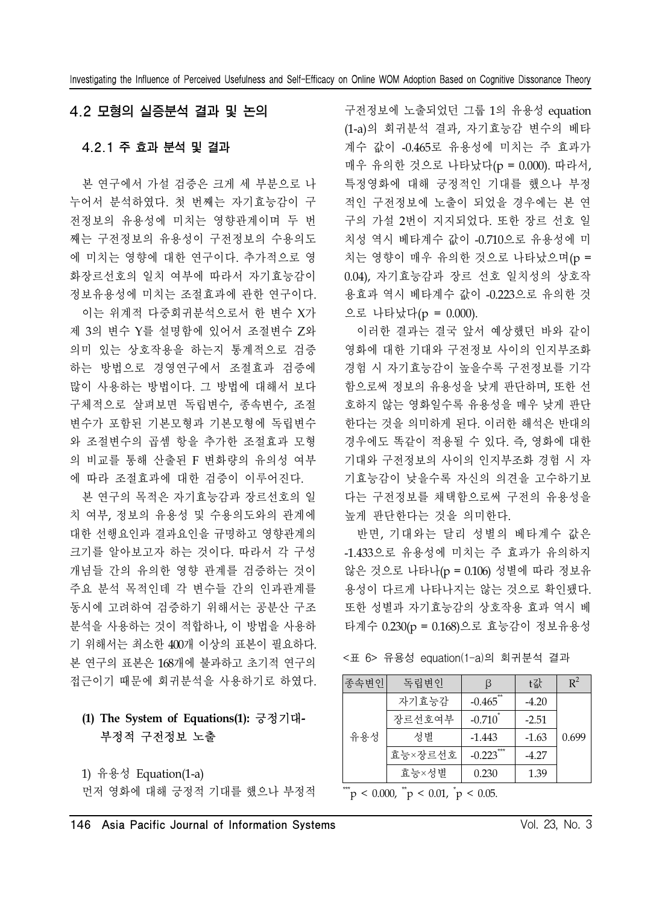## 4.2 모형의 실증분석 결과 및 논의

### 4.2.1 주 효과 분석 및 결과

본 연구에서 가설 검증은 크게 세 부분으로 나누어서 분석하였다. 첫 번째는 자기효능감이 구전정보의 유용성에 미치는 영향관계이며 두 번째는 구전정보의 유용성이 구전정보의 수용의도에 미치는 영향에 대한 연구이다. 추가적으로 영화장르선호의 일치 여부에 따라서 자기효능감이 정보유용성에 미치는 조절효과에 관한 연구이다.

이는 위계적 다중회귀분석으로서 한 변수 X가 제 3의 변수 Y를 설명함에 있어서 조절변수 Z와 의미 있는 상호작용을 하는지 통계적으로 검증하는 방법으로 경영연구에서 조절효과 검증에 많이 사용하는 방법이다. 그 방법에 대해서 보다 구체적으로 살펴보면 독립변수, 종속변수, 조절변수가 포함된 기본모형과 기본모형에 독립변수와 조절변수의 곱셈 항을 추가한 조절효과 모형의 비교를 통해 산출된 F 변화량의 유의성 여부에 따라 조절효과에 대한 검증이 이루어진다.

본 연구의 목적은 자기효능감과 장르선호의 일치 여부, 정보의 유용성 및 수용의도와의 관계에 대한 선행요인과 결과요인을 규명하고 영향관계의 크기를 알아보고자 하는 것이다. 따라서 각 구성개념들 간의 유의한 영향 관계를 검증하는 것이 주요 분석 목적인데 각 변수들 간의 인과관계를 동시에 고려하여 검증하기 위해서는 공분산 구조분석을 사용하는 것이 적합하나, 이 방법을 사용하기 위해서는 최소한 400개 이상의 표본이 필요하다. 본 연구의 표본은 168개에 불과하고 초기적 연구의 접근이기 때문에 회귀분석을 사용하기로 하였다.

#### (1) The System of Equations(1): 긍정기대-부정적 구전정보 노출

1) 유용성 Equation(1-a)

먼저 영화에 대해 긍정적 기대를 했으나 부정적 구전정보에 노출되었던 그룹 1의 유용성 equation (1-a)의 회귀분석 결과, 자기효능감 변수의 베타계수 값이 -0.465로 유용성에 미치는 주 효과가 매우 유의한 것으로 나타났다($p = 0.000$). 따라서, 특정영화에 대해 긍정적인 기대를 했으나 부정적인 구전정보에 노출이 되었을 경우에는 본 연구의 가설 2번이 지지되었다. 또한 장르 선호 일치성 역시 베타계수 값이 -0.710으로 유용성에 미치는 영향이 매우 유의한 것으로 나타났으며($p = 0.04$), 자기효능감과 장르 선호 일치성의 상호작용효과 역시 베타계수 값이 -0.223으로 유의한 것으로 나타났다($p = 0.000$).

이러한 결과는 결국 앞서 예상했던 바와 같이 영화에 대한 기대와 구전정보 사이의 인지부조화 경험 시 자기효능감이 높을수록 구전정보를 기각함으로써 정보의 유용성을 낮게 판단하며, 또한 선호하지 않는 영화일수록 유용성을 매우 낮게 판단한다는 것을 의미하게 된다. 이러한 해석은 반대의 경우에도 똑같이 적용될 수 있다. 즉, 영화에 대한 기대와 구전정보의 사이의 인지부조화 경험 시 자기효능감이 낮을수록 자신의 의견을 고수하기보다는 구전정보를 채택함으로써 구전의 유용성을 높게 판단한다는 것을 의미한다.

반면, 기대와는 달리 성별의 베타계수 값은 -1.433으로 유용성에 미치는 주 효과가 유의하지 않은 것으로 나타나($p = 0.106$) 성별에 따라 정보유용성이 다르게 나타나지는 않는 것으로 확인됐다. 또한 성별과 자기효능감의 상호작용 효과 역시 베타계수 0.230($p = 0.168$)으로 효능감이 정보유용성

<표 6> 유용성 equation(1-a)의 회귀분석 결과

| 종속변인 | 독립변인 | β | t값 | $R^2$ |
|---|---|---|---|---|
| 유용성 | 자기효능감 | $-0.465^{**}$ | -4.20 | 0.699 |
| | 장르선호여부 | $-0.710^{*}$ | -2.51 | |
| | 성별 | -1.443 | -1.63 | |
| | 효능×장르선호 | $-0.223^{***}$ | -4.27 | |
| | 효능×성별 | 0.230 | 1.39 | |

$^{***}p < 0.000$, $^{**}p < 0.01$, $^{*}p < 0.05$.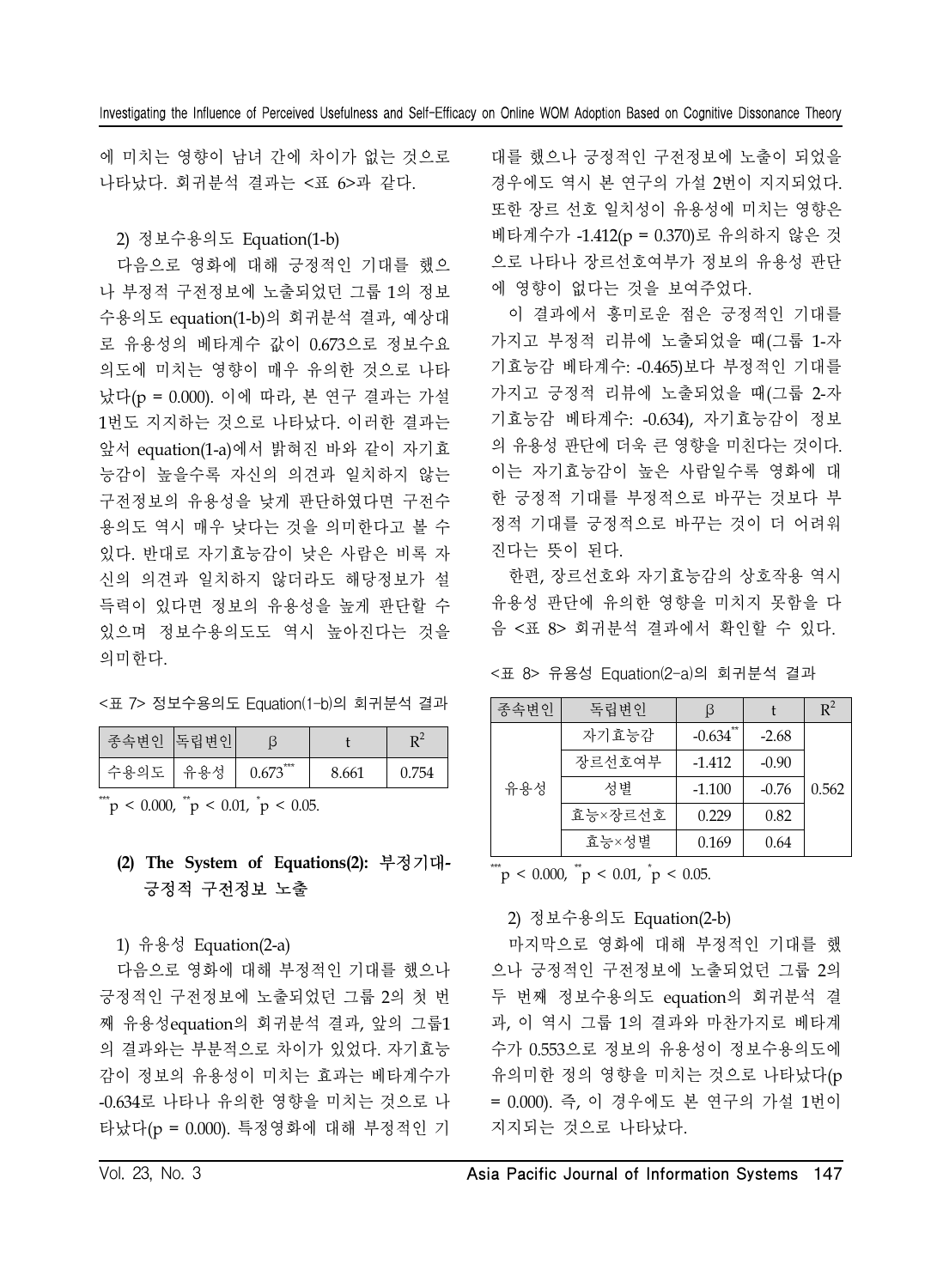에 미치는 영향이 남녀 간에 차이가 없는 것으로 나타났다. 회귀분석 결과는 <표 6>과 같다.

2) 정보수용의도 Equation(1-b)

다음으로 영화에 대해 긍정적인 기대를 했으나 부정적 구전정보에 노출되었던 그룹 1의 정보수용의도 equation(1-b)의 회귀분석 결과, 예상대로 유용성의 베타계수 값이 0.673으로 정보수요의도에 미치는 영향이 매우 유의한 것으로 나타났다(p = 0.000). 이에 따라, 본 연구 결과는 가설 1번도 지지하는 것으로 나타났다. 이러한 결과는 앞서 equation(1-a)에서 밝혀진 바와 같이 자기효능감이 높을수록 자신의 의견과 일치하지 않는 구전정보의 유용성을 낮게 판단하였다면 구전수용의도 역시 매우 낮다는 것을 의미한다고 볼 수 있다. 반대로 자기효능감이 낮은 사람은 비록 자신의 의견과 일치하지 않더라도 해당정보가 설득력이 있다면 정보의 유용성을 높게 판단할 수 있으며 정보수용의도도 역시 높아진다는 것을 의미한다.

<표 7> 정보수용의도 Equation(1-b)의 회귀분석 결과

| 종속변인 | 독립변인 | β | t | $R^2$ |
|---|---|---|---|---|
| 수용의도 | 유용성 | $0.673^{***}$ | 8.661 | 0.754 |

$^{***}p < 0.000$, $^{**}p < 0.01$, $^{*}p < 0.05$.

### (2) The System of Equations(2): 부정기대-긍정적 구전정보 노출

1) 유용성 Equation(2-a)

다음으로 영화에 대해 부정적인 기대를 했으나 긍정적인 구전정보에 노출되었던 그룹 2의 첫 번째 유용성equation의 회귀분석 결과, 앞의 그룹1의 결과와는 부분적으로 차이가 있었다. 자기효능감이 정보의 유용성이 미치는 효과는 베타계수가 -0.634로 나타나 유의한 영향을 미치는 것으로 나타났다(p = 0.000). 특정영화에 대해 부정적인 기대를 했으나 긍정적인 구전정보에 노출이 되었을 경우에도 역시 본 연구의 가설 2번이 지지되었다. 또한 장르 선호 일치성이 유용성에 미치는 영향은 베타계수가 -1.412(p = 0.370)로 유의하지 않은 것으로 나타나 장르선호여부가 정보의 유용성 판단에 영향이 없다는 것을 보여주었다.

이 결과에서 흥미로운 점은 긍정적인 기대를 가지고 부정적 리뷰에 노출되었을 때(그룹 1-자기효능감 베타계수: -0.465)보다 부정적인 기대를 가지고 긍정적 리뷰에 노출되었을 때(그룹 2-자기효능감 베타계수: -0.634), 자기효능감이 정보의 유용성 판단에 더욱 큰 영향을 미친다는 것이다. 이는 자기효능감이 높은 사람일수록 영화에 대한 긍정적 기대를 부정적으로 바꾸는 것보다 부정적 기대를 긍정적으로 바꾸는 것이 더 어려워진다는 뜻이 된다.

한편, 장르선호와 자기효능감의 상호작용 역시 유용성 판단에 유의한 영향을 미치지 못함을 다음 <표 8> 회귀분석 결과에서 확인할 수 있다.

<표 8> 유용성 Equation(2-a)의 회귀분석 결과

| 종속변인 | 독립변인 | β | t | $R^2$ |
|---|---|---|---|---|
| 유용성 | 자기효능감 | $-0.634^{**}$ | -2.68 | 0.562 |
| | 장르선호여부 | -1.412 | -0.90 | |
| | 성별 | -1.100 | -0.76 | |
| | 효능×장르선호 | 0.229 | 0.82 | |
| | 효능×성별 | 0.169 | 0.64 | |

$^{***}p < 0.000$, $^{**}p < 0.01$, $^{*}p < 0.05$.

2) 정보수용의도 Equation(2-b)

마지막으로 영화에 대해 부정적인 기대를 했으나 긍정적인 구전정보에 노출되었던 그룹 2의 두 번째 정보수용의도 equation의 회귀분석 결과, 이 역시 그룹 1의 결과와 마찬가지로 베타계수가 0.553으로 정보의 유용성이 정보수용의도에 유의미한 정의 영향을 미치는 것으로 나타났다(p = 0.000). 즉, 이 경우에도 본 연구의 가설 1번이 지지되는 것으로 나타났다.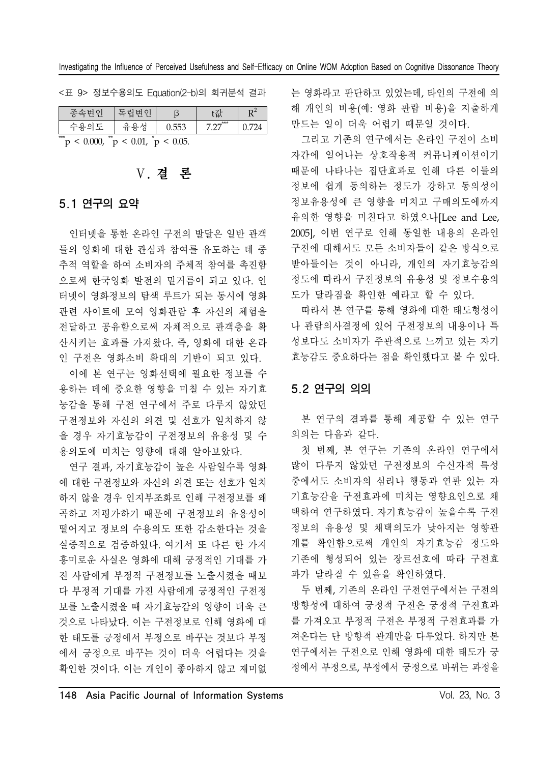<표 9> 정보수용의도 Equation(2-b)의 회귀분석 결과

| 종속변인 | 독립변인 | β | t값 | $R^2$ |
| --- | --- | --- | --- | --- |
| 수용의도 | 유용성 | 0.553 | $7.27^{***}$ | 0.724 |

$^{***}p < 0.000$, $^{**}p < 0.01$, $^{*}p < 0.05$.

# Ⅴ. 결 론

## 5.1 연구의 요약

인터넷을 통한 온라인 구전의 발달은 일반 관객들의 영화에 대한 관심과 참여를 유도하는 데 중추적 역할을 하여 소비자의 주체적 참여를 촉진함으로써 한국영화 발전의 밑거름이 되고 있다. 인터넷이 영화정보의 탐색 루트가 되는 동시에 영화 관련 사이트에 모여 영화관람 후 자신의 체험을 전달하고 공유함으로써 자체적으로 관객층을 확산시키는 효과를 가져왔다. 즉, 영화에 대한 온라인 구전은 영화소비 확대의 기반이 되고 있다.

이에 본 연구는 영화선택에 필요한 정보를 수용하는 데에 중요한 영향을 미칠 수 있는 자기효능감을 통해 구전 연구에서 주로 다루지 않았던 구전정보와 자신의 의견 및 선호가 일치하지 않을 경우 자기효능감이 구전정보의 유용성 및 수용의도에 미치는 영향에 대해 알아보았다.

연구 결과, 자기효능감이 높은 사람일수록 영화에 대한 구전정보와 자신의 의견 또는 선호가 일치하지 않을 경우 인지부조화로 인해 구전정보를 왜곡하고 저평가하기 때문에 구전정보의 유용성이 떨어지고 정보의 수용의도 또한 감소한다는 것을 실증적으로 검증하였다. 여기서 또 다른 한 가지 흥미로운 사실은 영화에 대해 긍정적인 기대를 가진 사람에게 부정적 구전정보를 노출시켰을 때보다 부정적 기대를 가진 사람에게 긍정적인 구전정보를 노출시켰을 때 자기효능감의 영향이 더욱 큰 것으로 나타났다. 이는 구전정보로 인해 영화에 대한 태도를 긍정에서 부정으로 바꾸는 것보다 부정에서 긍정으로 바꾸는 것이 더욱 어렵다는 것을 확인한 것이다. 이는 개인이 좋아하지 않고 재미없는 영화라고 판단하고 있었는데, 타인의 구전에 의해 개인의 비용(예: 영화 관람 비용)을 지출하게 만드는 일이 더욱 어렵기 때문일 것이다.

그리고 기존의 연구에서는 온라인 구전이 소비자간에 일어나는 상호작용적 커뮤니케이션이기 때문에 나타나는 집단효과로 인해 다른 이들의 정보에 쉽게 동의하는 정도가 강하고 동의성이 정보유용성에 큰 영향을 미치고 구매의도에까지 유의한 영향을 미친다고 하였으나[Lee and Lee, 2005], 이번 연구로 인해 동일한 내용의 온라인 구전에 대해서도 모든 소비자들이 같은 방식으로 받아들이는 것이 아니라, 개인의 자기효능감의 정도에 따라서 구전정보의 유용성 및 정보수용의 도가 달라짐을 확인한 예라고 할 수 있다.

따라서 본 연구를 통해 영화에 대한 태도형성이나 관람의사결정에 있어 구전정보의 내용이나 특성보다도 소비자가 주관적으로 느끼고 있는 자기효능감도 중요하다는 점을 확인했다고 볼 수 있다.

## 5.2 연구의 의의

본 연구의 결과를 통해 제공할 수 있는 연구의의는 다음과 같다.

첫 번째, 본 연구는 기존의 온라인 연구에서 많이 다루지 않았던 구전정보의 수신자적 특성 중에서도 소비자의 심리나 행동과 연관 있는 자기효능감을 구전효과에 미치는 영향요인으로 채택하여 연구하였다. 자기효능감이 높을수록 구전정보의 유용성 및 채택의도가 낮아지는 영향관계를 확인함으로써 개인의 자기효능감 정도와 기존에 형성되어 있는 장르선호에 따라 구전효과가 달라질 수 있음을 확인하였다.

두 번째, 기존의 온라인 구전연구에서는 구전의 방향성에 대하여 긍정적 구전은 긍정적 구전효과를 가져오고 부정적 구전은 부정적 구전효과를 가져온다는 단 방향적 관계만을 다루었다. 하지만 본 연구에서는 구전으로 인해 영화에 대한 태도가 긍정에서 부정으로, 부정에서 긍정으로 바뀌는 과정을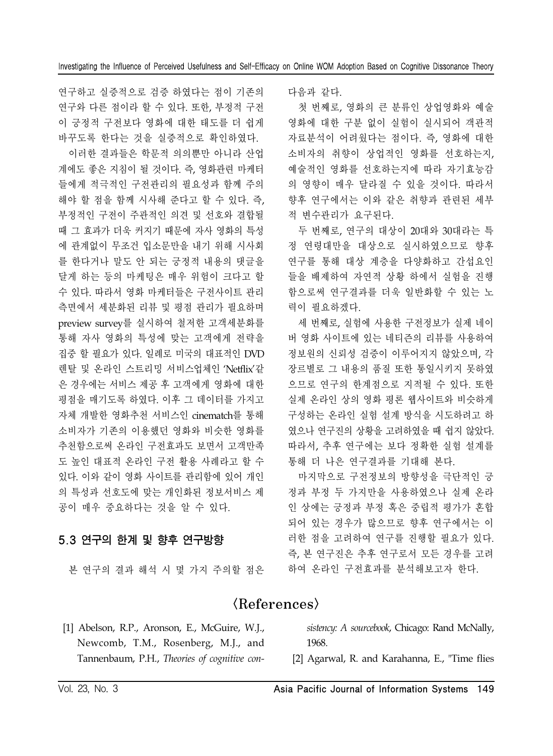연구하고 실증적으로 검증 하였다는 점이 기존의 연구와 다른 점이라 할 수 있다. 또한, 부정적 구전이 긍정적 구전보다 영화에 대한 태도를 더 쉽게 바꾸도록 한다는 것을 실증적으로 확인하였다.

이러한 결과들은 학문적 의의뿐만 아니라 산업계에도 좋은 지침이 될 것이다. 즉, 영화관련 마케터들에게 적극적인 구전관리의 필요성과 함께 주의해야 할 점을 함께 시사해 준다고 할 수 있다. 즉, 부정적인 구전이 주관적인 의견 및 선호와 결합될 때 그 효과가 더욱 커지기 때문에 자사 영화의 특성에 관계없이 무조건 입소문만을 내기 위해 시사회를 한다거나 말도 안 되는 긍정적 내용의 댓글을 달게 하는 등의 마케팅은 매우 위험이 크다고 할 수 있다. 따라서 영화 마케터들은 구전사이트 관리 측면에서 세분화된 리뷰 및 평점 관리가 필요하며 preview survey를 실시하여 철저한 고객세분화를 통해 자사 영화의 특성에 맞는 고객에게 전략을 집중 할 필요가 있다. 일례로 미국의 대표적인 DVD 렌탈 및 온라인 스트리밍 서비스업체인 'Netflix'같은 경우에는 서비스 제공 후 고객에게 영화에 대한 평점을 메기도록 하였다. 이후 그 데이터를 가지고 자체 개발한 영화추천 서비스인 cinematch를 통해 소비자가 기존의 이용했던 영화와 비슷한 영화를 추천함으로써 온라인 구전효과도 보면서 고객만족도 높인 대표적 온라인 구전 활용 사례라고 할 수 있다. 이와 같이 영화 사이트를 관리함에 있어 개인의 특성과 선호도에 맞는 개인화된 정보서비스 제공이 매우 중요하다는 것을 알 수 있다.

## 5.3 연구의 한계 및 향후 연구방향

본 연구의 결과 해석 시 몇 가지 주의할 점은 다음과 같다.

첫 번째로, 영화의 큰 분류인 상업영화와 예술영화에 대한 구분 없이 실험이 실시되어 객관적 자료분석이 어려웠다는 점이다. 즉, 영화에 대한 소비자의 취향이 상업적인 영화를 선호하는지, 예술적인 영화를 선호하는지에 따라 자기효능감의 영향이 매우 달라질 수 있을 것이다. 따라서 향후 연구에서는 이와 같은 취향과 관련된 세부적 변수관리가 요구된다.

두 번째로, 연구의 대상이 20대와 30대라는 특정 연령대만을 대상으로 실시하였으므로 향후 연구를 통해 대상 계층을 다양화하고 간섭요인들을 배제하여 자연적 상황 하에서 실험을 진행함으로써 연구결과를 더욱 일반화할 수 있는 노력이 필요하겠다.

세 번째로, 실험에 사용한 구전정보가 실제 네이버 영화 사이트에 있는 네티즌의 리뷰를 사용하여 정보원의 신뢰성 검증이 이루어지지 않았으며, 각 장르별로 그 내용의 품질 또한 통일시키지 못하였으므로 연구의 한계점으로 지적될 수 있다. 또한 실제 온라인 상의 영화 평론 웹사이트와 비슷하게 구성하는 온라인 실험 설계 방식을 시도하려고 하였으나 연구진의 상황을 고려하였을 때 쉽지 않았다. 따라서, 추후 연구에는 보다 정확한 실험 설계를 통해 더 나은 연구결과를 기대해 본다.

마지막으로 구전정보의 방향성을 극단적인 긍정과 부정 두 가지만을 사용하였으나 실제 온라인 상에는 긍정과 부정 혹은 중립적 평가가 혼합되어 있는 경우가 많으므로 향후 연구에서는 이러한 점을 고려하여 연구를 진행할 필요가 있다. 즉, 본 연구진은 추후 연구로서 모든 경우를 고려하여 온라인 구전효과를 분석해보고자 한다.

## 〈References〉

[1] Abelson, R.P., Aronson, E., McGuire, W.J., Newcomb, T.M., Rosenberg, M.J., and Tannenbaum, P.H., *Theories of cognitive consistency: A sourcebook*, Chicago: Rand McNally, 1968.

[2] Agarwal, R. and Karahanna, E., "Time flies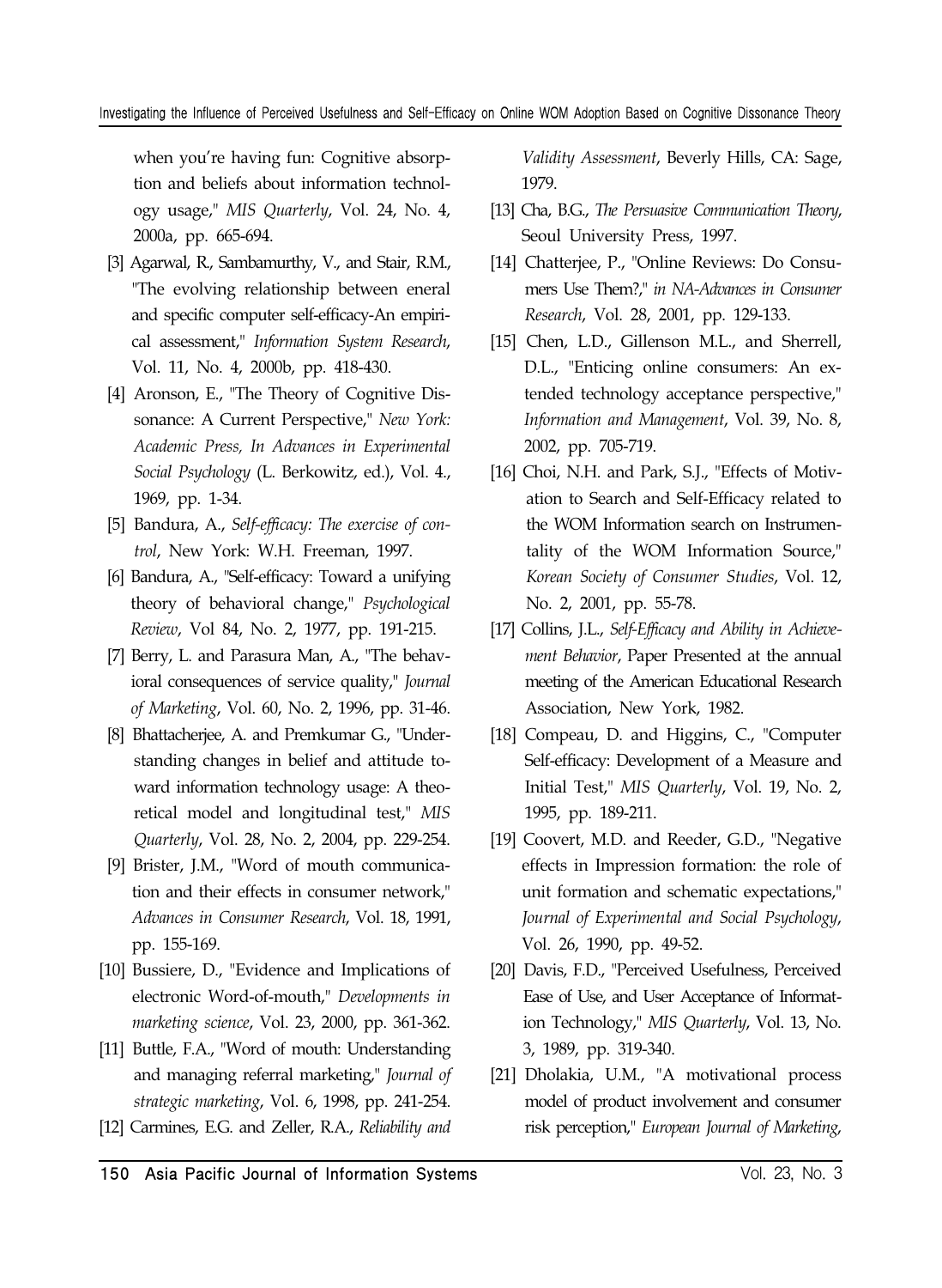when you're having fun: Cognitive absorption and beliefs about information technology usage," *MIS Quarterly*, Vol. 24, No. 4, 2000a, pp. 665-694.

[3] Agarwal, R., Sambamurthy, V., and Stair, R.M., "The evolving relationship between eneral and specific computer self-efficacy-An empirical assessment," *Information System Research*, Vol. 11, No. 4, 2000b, pp. 418-430.

[4] Aronson, E., "The Theory of Cognitive Dissonance: A Current Perspective," *New York: Academic Press, In Advances in Experimental Social Psychology* (L. Berkowitz, ed.), Vol. 4., 1969, pp. 1-34.

[5] Bandura, A., *Self-efficacy: The exercise of control*, New York: W.H. Freeman, 1997.

[6] Bandura, A., "Self-efficacy: Toward a unifying theory of behavioral change," *Psychological Review*, Vol 84, No. 2, 1977, pp. 191-215.

[7] Berry, L. and Parasura Man, A., "The behavioral consequences of service quality," *Journal of Marketing*, Vol. 60, No. 2, 1996, pp. 31-46.

[8] Bhattacherjee, A. and Premkumar G., "Understanding changes in belief and attitude toward information technology usage: A theoretical model and longitudinal test," *MIS Quarterly*, Vol. 28, No. 2, 2004, pp. 229-254.

[9] Brister, J.M., "Word of mouth communication and their effects in consumer network," *Advances in Consumer Research*, Vol. 18, 1991, pp. 155-169.

[10] Bussiere, D., "Evidence and Implications of electronic Word-of-mouth," *Developments in marketing science*, Vol. 23, 2000, pp. 361-362.

[11] Buttle, F.A., "Word of mouth: Understanding and managing referral marketing," *Journal of strategic marketing*, Vol. 6, 1998, pp. 241-254.

[12] Carmines, E.G. and Zeller, R.A., *Reliability and Validity Assessment*, Beverly Hills, CA: Sage, 1979.

[13] Cha, B.G., *The Persuasive Communication Theory*, Seoul University Press, 1997.

[14] Chatterjee, P., "Online Reviews: Do Consumers Use Them?," *in NA-Advances in Consumer Research*, Vol. 28, 2001, pp. 129-133.

[15] Chen, L.D., Gillenson M.L., and Sherrell, D.L., "Enticing online consumers: An extended technology acceptance perspective," *Information and Management*, Vol. 39, No. 8, 2002, pp. 705-719.

[16] Choi, N.H. and Park, S.J., "Effects of Motivation to Search and Self-Efficacy related to the WOM Information search on Instrumentality of the WOM Information Source," *Korean Society of Consumer Studies*, Vol. 12, No. 2, 2001, pp. 55-78.

[17] Collins, J.L., *Self-Efficacy and Ability in Achievement Behavior*, Paper Presented at the annual meeting of the American Educational Research Association, New York, 1982.

[18] Compeau, D. and Higgins, C., "Computer Self-efficacy: Development of a Measure and Initial Test," *MIS Quarterly*, Vol. 19, No. 2, 1995, pp. 189-211.

[19] Coovert, M.D. and Reeder, G.D., "Negative effects in Impression formation: the role of unit formation and schematic expectations," *Journal of Experimental and Social Psychology*, Vol. 26, 1990, pp. 49-52.

[20] Davis, F.D., "Perceived Usefulness, Perceived Ease of Use, and User Acceptance of Information Technology," *MIS Quarterly*, Vol. 13, No. 3, 1989, pp. 319-340.

[21] Dholakia, U.M., "A motivational process model of product involvement and consumer risk perception," *European Journal of Marketing*,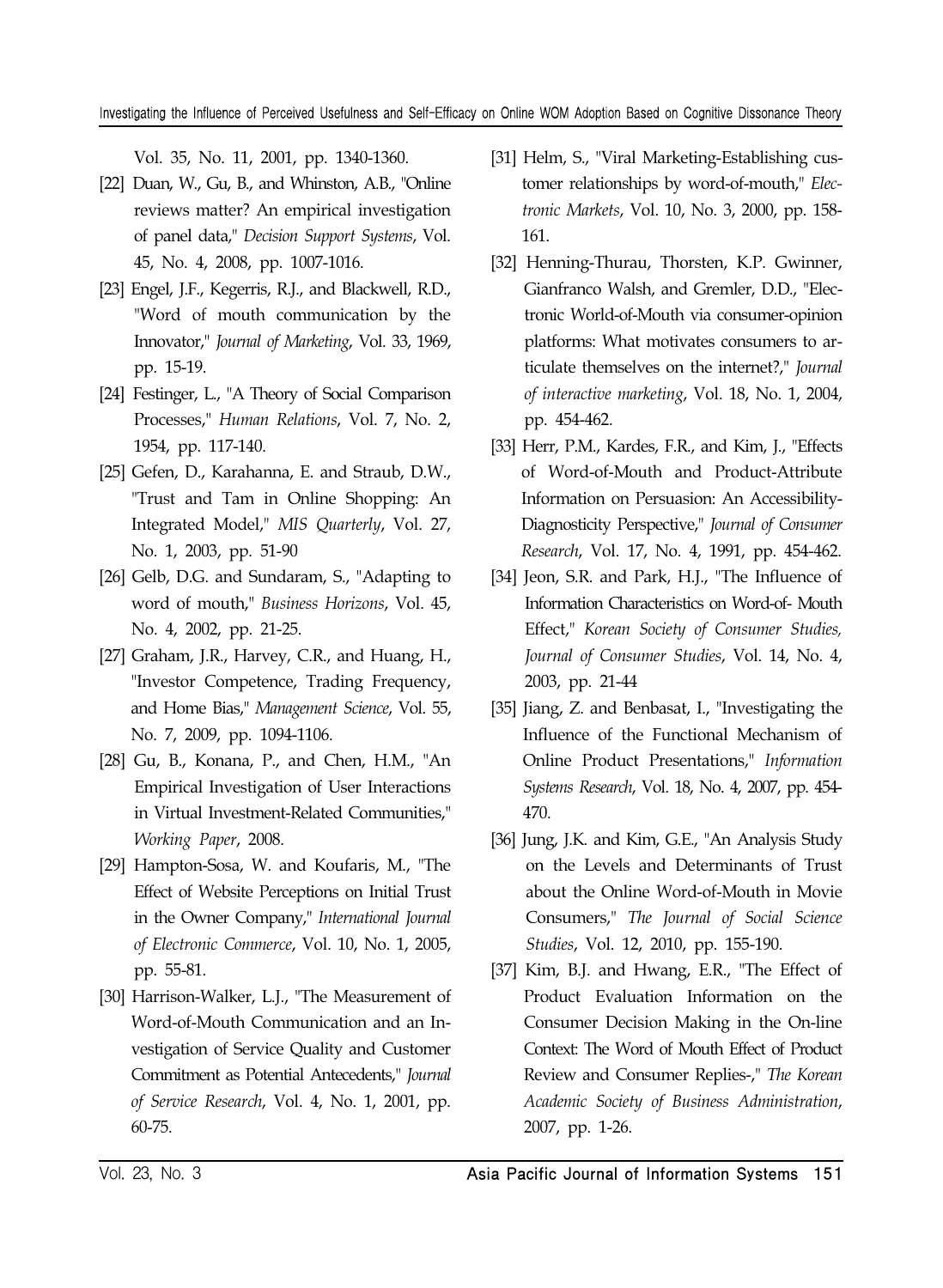Vol. 35, No. 11, 2001, pp. 1340-1360.

[22] Duan, W., Gu, B., and Whinston, A.B., "Online reviews matter? An empirical investigation of panel data," *Decision Support Systems*, Vol. 45, No. 4, 2008, pp. 1007-1016.

[23] Engel, J.F., Kegerris, R.J., and Blackwell, R.D., "Word of mouth communication by the Innovator," *Journal of Marketing*, Vol. 33, 1969, pp. 15-19.

[24] Festinger, L., "A Theory of Social Comparison Processes," *Human Relations*, Vol. 7, No. 2, 1954, pp. 117-140.

[25] Gefen, D., Karahanna, E. and Straub, D.W., "Trust and Tam in Online Shopping: An Integrated Model," *MIS Quarterly*, Vol. 27, No. 1, 2003, pp. 51-90

[26] Gelb, D.G. and Sundaram, S., "Adapting to word of mouth," *Business Horizons*, Vol. 45, No. 4, 2002, pp. 21-25.

[27] Graham, J.R., Harvey, C.R., and Huang, H., "Investor Competence, Trading Frequency, and Home Bias," *Management Science*, Vol. 55, No. 7, 2009, pp. 1094-1106.

[28] Gu, B., Konana, P., and Chen, H.M., "An Empirical Investigation of User Interactions in Virtual Investment-Related Communities," *Working Paper*, 2008.

[29] Hampton-Sosa, W. and Koufaris, M., "The Effect of Website Perceptions on Initial Trust in the Owner Company," *International Journal of Electronic Commerce*, Vol. 10, No. 1, 2005, pp. 55-81.

[30] Harrison-Walker, L.J., "The Measurement of Word-of-Mouth Communication and an Investigation of Service Quality and Customer Commitment as Potential Antecedents," *Journal of Service Research*, Vol. 4, No. 1, 2001, pp. 60-75.

[31] Helm, S., "Viral Marketing-Establishing customer relationships by word-of-mouth," *Electronic Markets*, Vol. 10, No. 3, 2000, pp. 158-161.

[32] Henning-Thurau, Thorsten, K.P. Gwinner, Gianfranco Walsh, and Gremler, D.D., "Electronic World-of-Mouth via consumer-opinion platforms: What motivates consumers to articulate themselves on the internet?," *Journal of interactive marketing*, Vol. 18, No. 1, 2004, pp. 454-462.

[33] Herr, P.M., Kardes, F.R., and Kim, J., "Effects of Word-of-Mouth and Product-Attribute Information on Persuasion: An Accessibility-Diagnosticity Perspective," *Journal of Consumer Research*, Vol. 17, No. 4, 1991, pp. 454-462.

[34] Jeon, S.R. and Park, H.J., "The Influence of Information Characteristics on Word-of- Mouth Effect," *Korean Society of Consumer Studies, Journal of Consumer Studies*, Vol. 14, No. 4, 2003, pp. 21-44

[35] Jiang, Z. and Benbasat, I., "Investigating the Influence of the Functional Mechanism of Online Product Presentations," *Information Systems Research*, Vol. 18, No. 4, 2007, pp. 454-470.

[36] Jung, J.K. and Kim, G.E., "An Analysis Study on the Levels and Determinants of Trust about the Online Word-of-Mouth in Movie Consumers," *The Journal of Social Science Studies*, Vol. 12, 2010, pp. 155-190.

[37] Kim, B.J. and Hwang, E.R., "The Effect of Product Evaluation Information on the Consumer Decision Making in the On-line Context: The Word of Mouth Effect of Product Review and Consumer Replies-," *The Korean Academic Society of Business Administration*, 2007, pp. 1-26.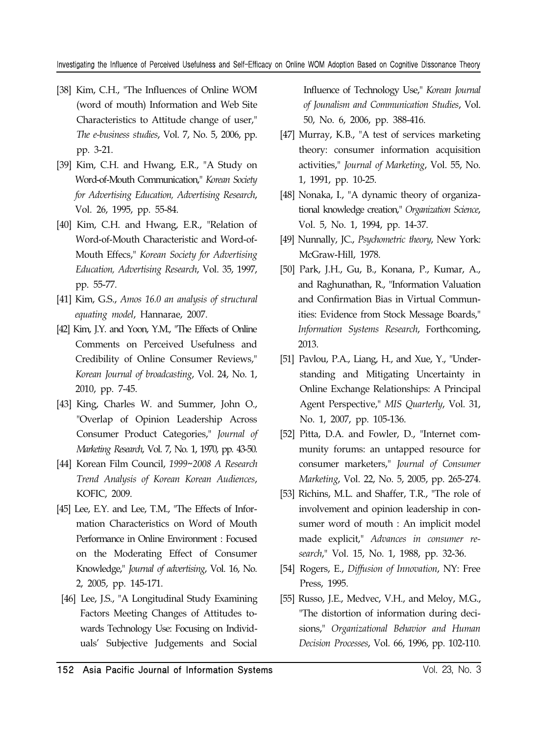[38] Kim, C.H., "The Influences of Online WOM (word of mouth) Information and Web Site Characteristics to Attitude change of user," *The e-business studies*, Vol. 7, No. 5, 2006, pp. pp. 3-21.

[39] Kim, C.H. and Hwang, E.R., "A Study on Word-of-Mouth Communication," *Korean Society for Advertising Education, Advertising Research*, Vol. 26, 1995, pp. 55-84.

[40] Kim, C.H. and Hwang, E.R., "Relation of Word-of-Mouth Characteristic and Word-of-Mouth Effecs," *Korean Society for Advertising Education, Advertising Research*, Vol. 35, 1997, pp. 55-77.

[41] Kim, G.S., *Amos 16.0 an analysis of structural equating model*, Hannarae, 2007.

[42] Kim, J.Y. and Yoon, Y.M., "The Effects of Online Comments on Perceived Usefulness and Credibility of Online Consumer Reviews," *Korean Journal of broadcasting*, Vol. 24, No. 1, 2010, pp. 7-45.

[43] King, Charles W. and Summer, John O., "Overlap of Opinion Leadership Across Consumer Product Categories," *Journal of Marketing Research*, Vol. 7, No. 1, 1970, pp. 43-50.

[44] Korean Film Council, *1999~2008 A Research Trend Analysis of Korean Korean Audiences*, KOFIC, 2009.

[45] Lee, E.Y. and Lee, T.M., "The Effects of Information Characteristics on Word of Mouth Performance in Online Environment : Focused on the Moderating Effect of Consumer Knowledge," *Journal of advertising*, Vol. 16, No. 2, 2005, pp. 145-171.

[46] Lee, J.S., "A Longitudinal Study Examining Factors Meeting Changes of Attitudes towards Technology Use: Focusing on Individuals' Subjective Judgements and Social Influence of Technology Use," *Korean Journal of Jounalism and Communication Studies*, Vol. 50, No. 6, 2006, pp. 388-416.

[47] Murray, K.B., "A test of services marketing theory: consumer information acquisition activities," *Journal of Marketing*, Vol. 55, No. 1, 1991, pp. 10-25.

[48] Nonaka, I., "A dynamic theory of organizational knowledge creation," *Organization Science*, Vol. 5, No. 1, 1994, pp. 14-37.

[49] Nunnally, JC., *Psychometric theory*, New York: McGraw-Hill, 1978.

[50] Park, J.H., Gu, B., Konana, P., Kumar, A., and Raghunathan, R., "Information Valuation and Confirmation Bias in Virtual Communities: Evidence from Stock Message Boards," *Information Systems Research*, Forthcoming, 2013.

[51] Pavlou, P.A., Liang, H., and Xue, Y., "Understanding and Mitigating Uncertainty in Online Exchange Relationships: A Principal Agent Perspective," *MIS Quarterly*, Vol. 31, No. 1, 2007, pp. 105-136.

[52] Pitta, D.A. and Fowler, D., "Internet community forums: an untapped resource for consumer marketers," *Journal of Consumer Marketing*, Vol. 22, No. 5, 2005, pp. 265-274.

[53] Richins, M.L. and Shaffer, T.R., "The role of involvement and opinion leadership in consumer word of mouth : An implicit model made explicit," *Advances in consumer research*," Vol. 15, No. 1, 1988, pp. 32-36.

[54] Rogers, E., *Diffusion of Innovation*, NY: Free Press, 1995.

[55] Russo, J.E., Medvec, V.H., and Meloy, M.G., "The distortion of information during decisions," *Organizational Behavior and Human Decision Processes*, Vol. 66, 1996, pp. 102-110.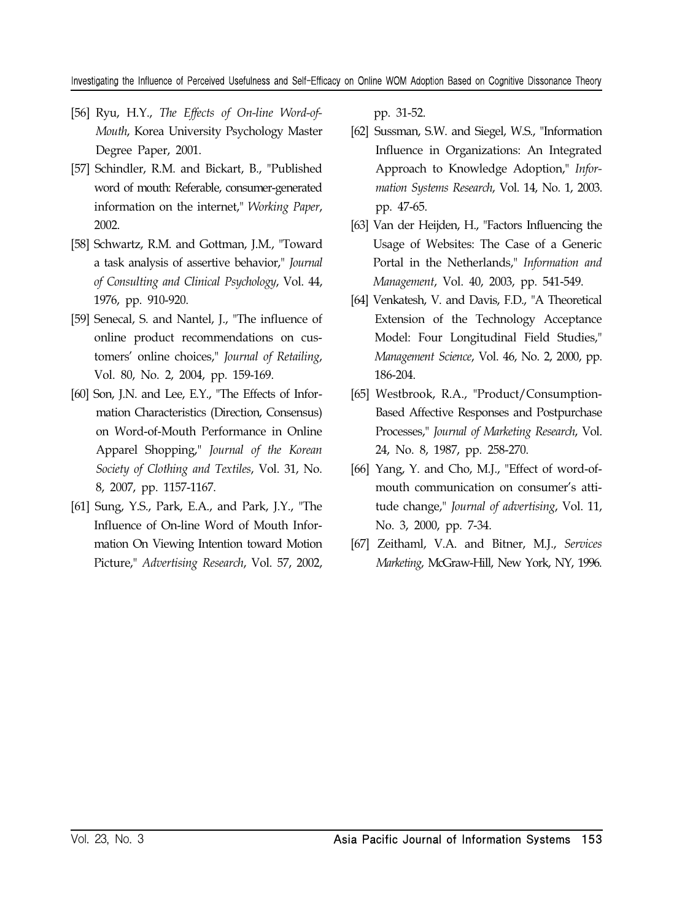[56] Ryu, H.Y., *The Effects of On-line Word-of-Mouth*, Korea University Psychology Master Degree Paper, 2001.

[57] Schindler, R.M. and Bickart, B., "Published word of mouth: Referable, consumer-generated information on the internet," *Working Paper*, 2002.

[58] Schwartz, R.M. and Gottman, J.M., "Toward a task analysis of assertive behavior," *Journal of Consulting and Clinical Psychology*, Vol. 44, 1976, pp. 910-920.

[59] Senecal, S. and Nantel, J., "The influence of online product recommendations on customers' online choices," *Journal of Retailing*, Vol. 80, No. 2, 2004, pp. 159-169.

[60] Son, J.N. and Lee, E.Y., "The Effects of Information Characteristics (Direction, Consensus) on Word-of-Mouth Performance in Online Apparel Shopping," *Journal of the Korean Society of Clothing and Textiles*, Vol. 31, No. 8, 2007, pp. 1157-1167.

[61] Sung, Y.S., Park, E.A., and Park, J.Y., "The Influence of On-line Word of Mouth Information On Viewing Intention toward Motion Picture," *Advertising Research*, Vol. 57, 2002, pp. 31-52.

[62] Sussman, S.W. and Siegel, W.S., "Information Influence in Organizations: An Integrated Approach to Knowledge Adoption," *Information Systems Research*, Vol. 14, No. 1, 2003. pp. 47-65.

[63] Van der Heijden, H., "Factors Influencing the Usage of Websites: The Case of a Generic Portal in the Netherlands," *Information and Management*, Vol. 40, 2003, pp. 541-549.

[64] Venkatesh, V. and Davis, F.D., "A Theoretical Extension of the Technology Acceptance Model: Four Longitudinal Field Studies," *Management Science*, Vol. 46, No. 2, 2000, pp. 186-204.

[65] Westbrook, R.A., "Product/Consumption-Based Affective Responses and Postpurchase Processes," *Journal of Marketing Research*, Vol. 24, No. 8, 1987, pp. 258-270.

[66] Yang, Y. and Cho, M.J., "Effect of word-of-mouth communication on consumer's attitude change," *Journal of advertising*, Vol. 11, No. 3, 2000, pp. 7-34.

[67] Zeithaml, V.A. and Bitner, M.J., *Services Marketing*, McGraw-Hill, New York, NY, 1996.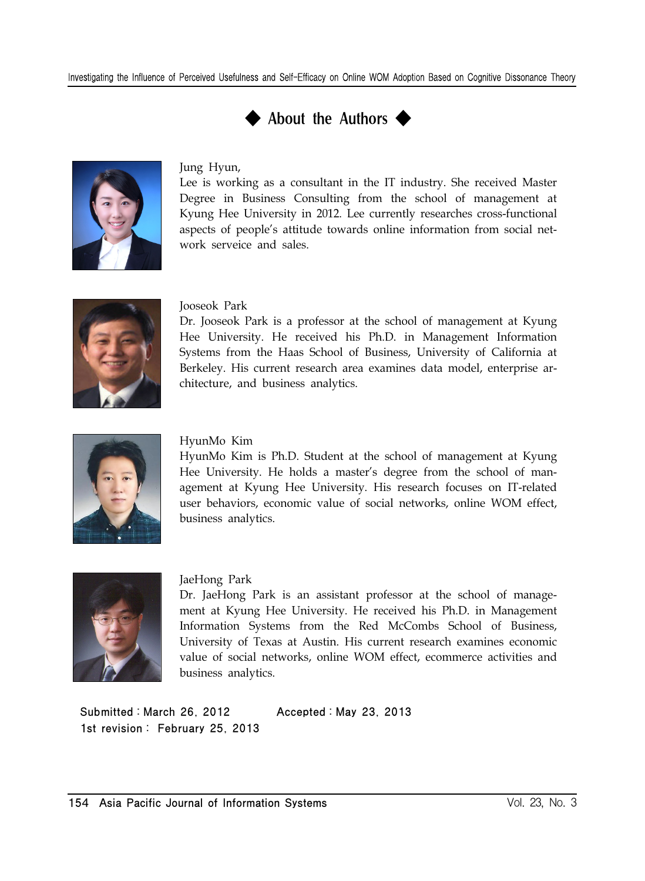## ◆ About the Authors ◆

**Jung Hyun,**

Lee is working as a consultant in the IT industry. She received Master Degree in Business Consulting from the school of management at Kyung Hee University in 2012. Lee currently researches cross-functional aspects of people's attitude towards online information from social network serveice and sales.

**Jooseok Park**

Dr. Jooseok Park is a professor at the school of management at Kyung Hee University. He received his Ph.D. in Management Information Systems from the Haas School of Business, University of California at Berkeley. His current research area examines data model, enterprise architecture, and business analytics.

**HyunMo Kim**

HyunMo Kim is Ph.D. Student at the school of management at Kyung Hee University. He holds a master's degree from the school of management at Kyung Hee University. His research focuses on IT-related user behaviors, economic value of social networks, online WOM effect, business analytics.

**JaeHong Park**

Dr. JaeHong Park is an assistant professor at the school of management at Kyung Hee University. He received his Ph.D. in Management Information Systems from the Red McCombs School of Business, University of Texas at Austin. His current research examines economic value of social networks, online WOM effect, ecommerce activities and business analytics.

**Submitted : March 26, 2012 Accepted : May 23, 2013**
**1st revision : February 25, 2013**